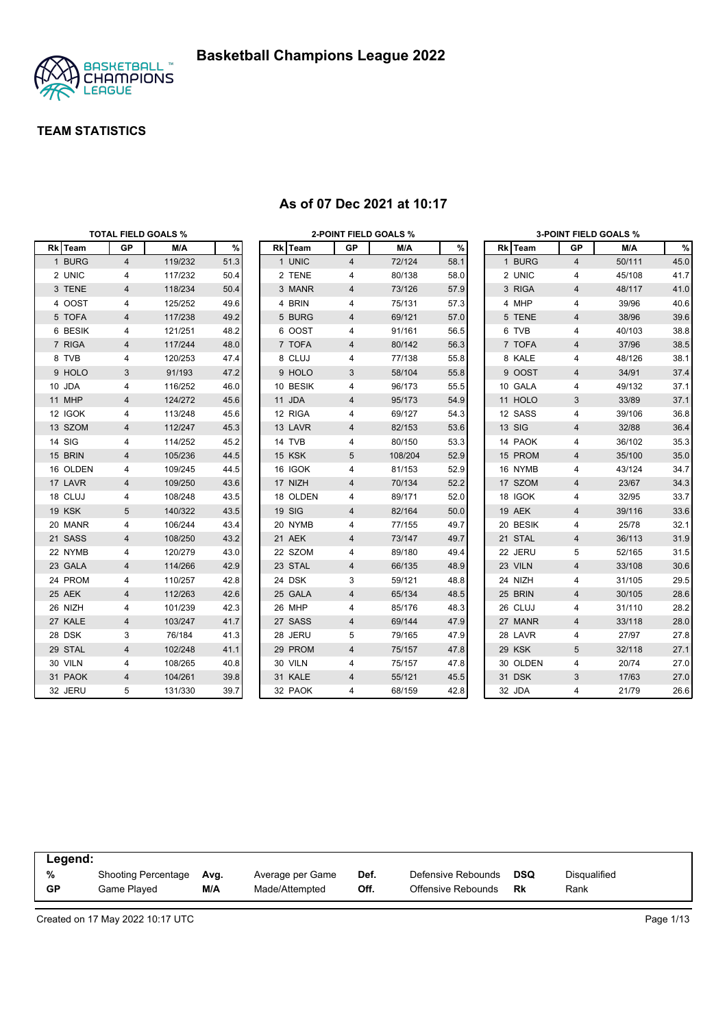# Basketball Champions League 2022

## TEAM STATISTICS

### As of 07 Dec 2021 at 10:17

**TOTAL FIELD GOALS %**

| Rk | Team | GP | M/A | % |
|---|---|---|---|---|
| 1 | BURG | 4 | 119/232 | 51.3 |
| 2 | UNIC | 4 | 117/232 | 50.4 |
| 3 | TENE | 4 | 118/234 | 50.4 |
| 4 | OOST | 4 | 125/252 | 49.6 |
| 5 | TOFA | 4 | 117/238 | 49.2 |
| 6 | BESIK | 4 | 121/251 | 48.2 |
| 7 | RIGA | 4 | 117/244 | 48.0 |
| 8 | TVB | 4 | 120/253 | 47.4 |
| 9 | HOLO | 3 | 91/193 | 47.2 |
| 10 | JDA | 4 | 116/252 | 46.0 |
| 11 | MHP | 4 | 124/272 | 45.6 |
| 12 | IGOK | 4 | 113/248 | 45.6 |
| 13 | SZOM | 4 | 112/247 | 45.3 |
| 14 | SIG | 4 | 114/252 | 45.2 |
| 15 | BRIN | 4 | 105/236 | 44.5 |
| 16 | OLDEN | 4 | 109/245 | 44.5 |
| 17 | LAVR | 4 | 109/250 | 43.6 |
| 18 | CLUJ | 4 | 108/248 | 43.5 |
| 19 | KSK | 5 | 140/322 | 43.5 |
| 20 | MANR | 4 | 106/244 | 43.4 |
| 21 | SASS | 4 | 108/250 | 43.2 |
| 22 | NYMB | 4 | 120/279 | 43.0 |
| 23 | GALA | 4 | 114/266 | 42.9 |
| 24 | PROM | 4 | 110/257 | 42.8 |
| 25 | AEK | 4 | 112/263 | 42.6 |
| 26 | NIZH | 4 | 101/239 | 42.3 |
| 27 | KALE | 4 | 103/247 | 41.7 |
| 28 | DSK | 3 | 76/184 | 41.3 |
| 29 | STAL | 4 | 102/248 | 41.1 |
| 30 | VILN | 4 | 108/265 | 40.8 |
| 31 | PAOK | 4 | 104/261 | 39.8 |
| 32 | JERU | 5 | 131/330 | 39.7 |

**2-POINT FIELD GOALS %**

| Rk | Team | GP | M/A | % |
|---|---|---|---|---|
| 1 | UNIC | 4 | 72/124 | 58.1 |
| 2 | TENE | 4 | 80/138 | 58.0 |
| 3 | MANR | 4 | 73/126 | 57.9 |
| 4 | BRIN | 4 | 75/131 | 57.3 |
| 5 | BURG | 4 | 69/121 | 57.0 |
| 6 | OOST | 4 | 91/161 | 56.5 |
| 7 | TOFA | 4 | 80/142 | 56.3 |
| 8 | CLUJ | 4 | 77/138 | 55.8 |
| 9 | HOLO | 3 | 58/104 | 55.8 |
| 10 | BESIK | 4 | 96/173 | 55.5 |
| 11 | JDA | 4 | 95/173 | 54.9 |
| 12 | RIGA | 4 | 69/127 | 54.3 |
| 13 | LAVR | 4 | 82/153 | 53.6 |
| 14 | TVB | 4 | 80/150 | 53.3 |
| 15 | KSK | 5 | 108/204 | 52.9 |
| 16 | IGOK | 4 | 81/153 | 52.9 |
| 17 | NIZH | 4 | 70/134 | 52.2 |
| 18 | OLDEN | 4 | 89/171 | 52.0 |
| 19 | SIG | 4 | 82/164 | 50.0 |
| 20 | NYMB | 4 | 77/155 | 49.7 |
| 21 | AEK | 4 | 73/147 | 49.7 |
| 22 | SZOM | 4 | 89/180 | 49.4 |
| 23 | STAL | 4 | 66/135 | 48.9 |
| 24 | DSK | 3 | 59/121 | 48.8 |
| 25 | GALA | 4 | 65/134 | 48.5 |
| 26 | MHP | 4 | 85/176 | 48.3 |
| 27 | SASS | 4 | 69/144 | 47.9 |
| 28 | JERU | 5 | 79/165 | 47.9 |
| 29 | PROM | 4 | 75/157 | 47.8 |
| 30 | VILN | 4 | 75/157 | 47.8 |
| 31 | KALE | 4 | 55/121 | 45.5 |
| 32 | PAOK | 4 | 68/159 | 42.8 |

**3-POINT FIELD GOALS %**

| Rk | Team | GP | M/A | % |
|---|---|---|---|---|
| 1 | BURG | 4 | 50/111 | 45.0 |
| 2 | UNIC | 4 | 45/108 | 41.7 |
| 3 | RIGA | 4 | 48/117 | 41.0 |
| 4 | MHP | 4 | 39/96 | 40.6 |
| 5 | TENE | 4 | 38/96 | 39.6 |
| 6 | TVB | 4 | 40/103 | 38.8 |
| 7 | TOFA | 4 | 37/96 | 38.5 |
| 8 | KALE | 4 | 48/126 | 38.1 |
| 9 | OOST | 4 | 34/91 | 37.4 |
| 10 | GALA | 4 | 49/132 | 37.1 |
| 11 | HOLO | 3 | 33/89 | 37.1 |
| 12 | SASS | 4 | 39/106 | 36.8 |
| 13 | SIG | 4 | 32/88 | 36.4 |
| 14 | PAOK | 4 | 36/102 | 35.3 |
| 15 | PROM | 4 | 35/100 | 35.0 |
| 16 | NYMB | 4 | 43/124 | 34.7 |
| 17 | SZOM | 4 | 23/67 | 34.3 |
| 18 | IGOK | 4 | 32/95 | 33.7 |
| 19 | AEK | 4 | 39/116 | 33.6 |
| 20 | BESIK | 4 | 25/78 | 32.1 |
| 21 | STAL | 4 | 36/113 | 31.9 |
| 22 | JERU | 5 | 52/165 | 31.5 |
| 23 | VILN | 4 | 33/108 | 30.6 |
| 24 | NIZH | 4 | 31/105 | 29.5 |
| 25 | BRIN | 4 | 30/105 | 28.6 |
| 26 | CLUJ | 4 | 31/110 | 28.2 |
| 27 | MANR | 4 | 33/118 | 28.0 |
| 28 | LAVR | 4 | 27/97 | 27.8 |
| 29 | KSK | 5 | 32/118 | 27.1 |
| 30 | OLDEN | 4 | 20/74 | 27.0 |
| 31 | DSK | 3 | 17/63 | 27.0 |
| 32 | JDA | 4 | 21/79 | 26.6 |

**Legend:**

| | | | | | | | |
|---|---|---|---|---|---|---|---|
| % | Shooting Percentage | Avg. | Average per Game | Def. | Defensive Rebounds | DSQ | Disqualified |
| GP | Game Played | M/A | Made/Attempted | Off. | Offensive Rebounds | Rk | Rank |

Created on 17 May 2022 10:17 UTC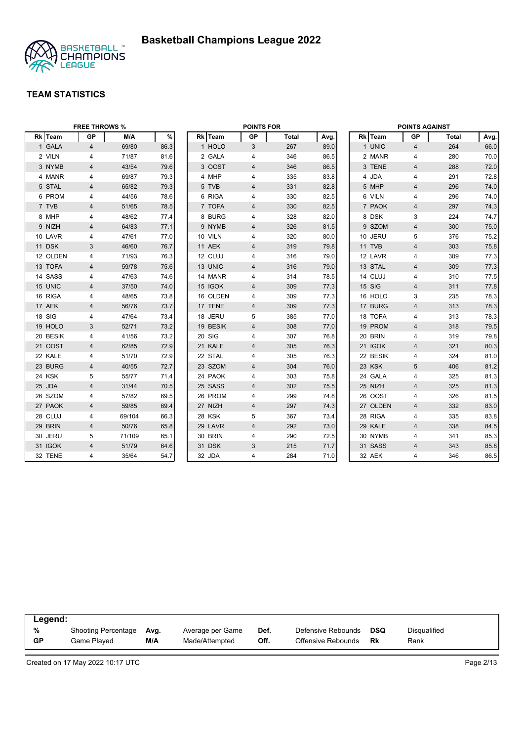# Basketball Champions League 2022

## TEAM STATISTICS

### FREE THROWS %

| Rk | Team | GP | M/A | % |
|---|---|---|---|---|
| 1 | GALA | 4 | 69/80 | 86.3 |
| 2 | VILN | 4 | 71/87 | 81.6 |
| 3 | NYMB | 4 | 43/54 | 79.6 |
| 4 | MANR | 4 | 69/87 | 79.3 |
| 5 | STAL | 4 | 65/82 | 79.3 |
| 6 | PROM | 4 | 44/56 | 78.6 |
| 7 | TVB | 4 | 51/65 | 78.5 |
| 8 | MHP | 4 | 48/62 | 77.4 |
| 9 | NIZH | 4 | 64/83 | 77.1 |
| 10 | LAVR | 4 | 47/61 | 77.0 |
| 11 | DSK | 3 | 46/60 | 76.7 |
| 12 | OLDEN | 4 | 71/93 | 76.3 |
| 13 | TOFA | 4 | 59/78 | 75.6 |
| 14 | SASS | 4 | 47/63 | 74.6 |
| 15 | UNIC | 4 | 37/50 | 74.0 |
| 16 | RIGA | 4 | 48/65 | 73.8 |
| 17 | AEK | 4 | 56/76 | 73.7 |
| 18 | SIG | 4 | 47/64 | 73.4 |
| 19 | HOLO | 3 | 52/71 | 73.2 |
| 20 | BESIK | 4 | 41/56 | 73.2 |
| 21 | OOST | 4 | 62/85 | 72.9 |
| 22 | KALE | 4 | 51/70 | 72.9 |
| 23 | BURG | 4 | 40/55 | 72.7 |
| 24 | KSK | 5 | 55/77 | 71.4 |
| 25 | JDA | 4 | 31/44 | 70.5 |
| 26 | SZOM | 4 | 57/82 | 69.5 |
| 27 | PAOK | 4 | 59/85 | 69.4 |
| 28 | CLUJ | 4 | 69/104 | 66.3 |
| 29 | BRIN | 4 | 50/76 | 65.8 |
| 30 | JERU | 5 | 71/109 | 65.1 |
| 31 | IGOK | 4 | 51/79 | 64.6 |
| 32 | TENE | 4 | 35/64 | 54.7 |

### POINTS FOR

| Rk | Team | GP | Total | Avg. |
|---|---|---|---|---|
| 1 | HOLO | 3 | 267 | 89.0 |
| 2 | GALA | 4 | 346 | 86.5 |
| 3 | OOST | 4 | 346 | 86.5 |
| 4 | MHP | 4 | 335 | 83.8 |
| 5 | TVB | 4 | 331 | 82.8 |
| 6 | RIGA | 4 | 330 | 82.5 |
| 7 | TOFA | 4 | 330 | 82.5 |
| 8 | BURG | 4 | 328 | 82.0 |
| 9 | NYMB | 4 | 326 | 81.5 |
| 10 | VILN | 4 | 320 | 80.0 |
| 11 | AEK | 4 | 319 | 79.8 |
| 12 | CLUJ | 4 | 316 | 79.0 |
| 13 | UNIC | 4 | 316 | 79.0 |
| 14 | MANR | 4 | 314 | 78.5 |
| 15 | IGOK | 4 | 309 | 77.3 |
| 16 | OLDEN | 4 | 309 | 77.3 |
| 17 | TENE | 4 | 309 | 77.3 |
| 18 | JERU | 5 | 385 | 77.0 |
| 19 | BESIK | 4 | 308 | 77.0 |
| 20 | SIG | 4 | 307 | 76.8 |
| 21 | KALE | 4 | 305 | 76.3 |
| 22 | STAL | 4 | 305 | 76.3 |
| 23 | SZOM | 4 | 304 | 76.0 |
| 24 | PAOK | 4 | 303 | 75.8 |
| 25 | SASS | 4 | 302 | 75.5 |
| 26 | PROM | 4 | 299 | 74.8 |
| 27 | NIZH | 4 | 297 | 74.3 |
| 28 | KSK | 5 | 367 | 73.4 |
| 29 | LAVR | 4 | 292 | 73.0 |
| 30 | BRIN | 4 | 290 | 72.5 |
| 31 | DSK | 3 | 215 | 71.7 |
| 32 | JDA | 4 | 284 | 71.0 |

### POINTS AGAINST

| Rk | Team | GP | Total | Avg. |
|---|---|---|---|---|
| 1 | UNIC | 4 | 264 | 66.0 |
| 2 | MANR | 4 | 280 | 70.0 |
| 3 | TENE | 4 | 288 | 72.0 |
| 4 | JDA | 4 | 291 | 72.8 |
| 5 | MHP | 4 | 296 | 74.0 |
| 6 | VILN | 4 | 296 | 74.0 |
| 7 | PAOK | 4 | 297 | 74.3 |
| 8 | DSK | 3 | 224 | 74.7 |
| 9 | SZOM | 4 | 300 | 75.0 |
| 10 | JERU | 5 | 376 | 75.2 |
| 11 | TVB | 4 | 303 | 75.8 |
| 12 | LAVR | 4 | 309 | 77.3 |
| 13 | STAL | 4 | 309 | 77.3 |
| 14 | CLUJ | 4 | 310 | 77.5 |
| 15 | SIG | 4 | 311 | 77.8 |
| 16 | HOLO | 3 | 235 | 78.3 |
| 17 | BURG | 4 | 313 | 78.3 |
| 18 | TOFA | 4 | 313 | 78.3 |
| 19 | PROM | 4 | 318 | 79.5 |
| 20 | BRIN | 4 | 319 | 79.8 |
| 21 | IGOK | 4 | 321 | 80.3 |
| 22 | BESIK | 4 | 324 | 81.0 |
| 23 | KSK | 5 | 406 | 81.2 |
| 24 | GALA | 4 | 325 | 81.3 |
| 25 | NIZH | 4 | 325 | 81.3 |
| 26 | OOST | 4 | 326 | 81.5 |
| 27 | OLDEN | 4 | 332 | 83.0 |
| 28 | RIGA | 4 | 335 | 83.8 |
| 29 | KALE | 4 | 338 | 84.5 |
| 30 | NYMB | 4 | 341 | 85.3 |
| 31 | SASS | 4 | 343 | 85.8 |
| 32 | AEK | 4 | 346 | 86.5 |

**Legend:**

| | | | | | | | |
|---|---|---|---|---|---|---|---|
| **%** | Shooting Percentage | **Avg.** | Average per Game | **Def.** | Defensive Rebounds | **DSQ** | Disqualified |
| **GP** | Game Played | **M/A** | Made/Attempted | **Off.** | Offensive Rebounds | **Rk** | Rank |

Created on 17 May 2022 10:17 UTC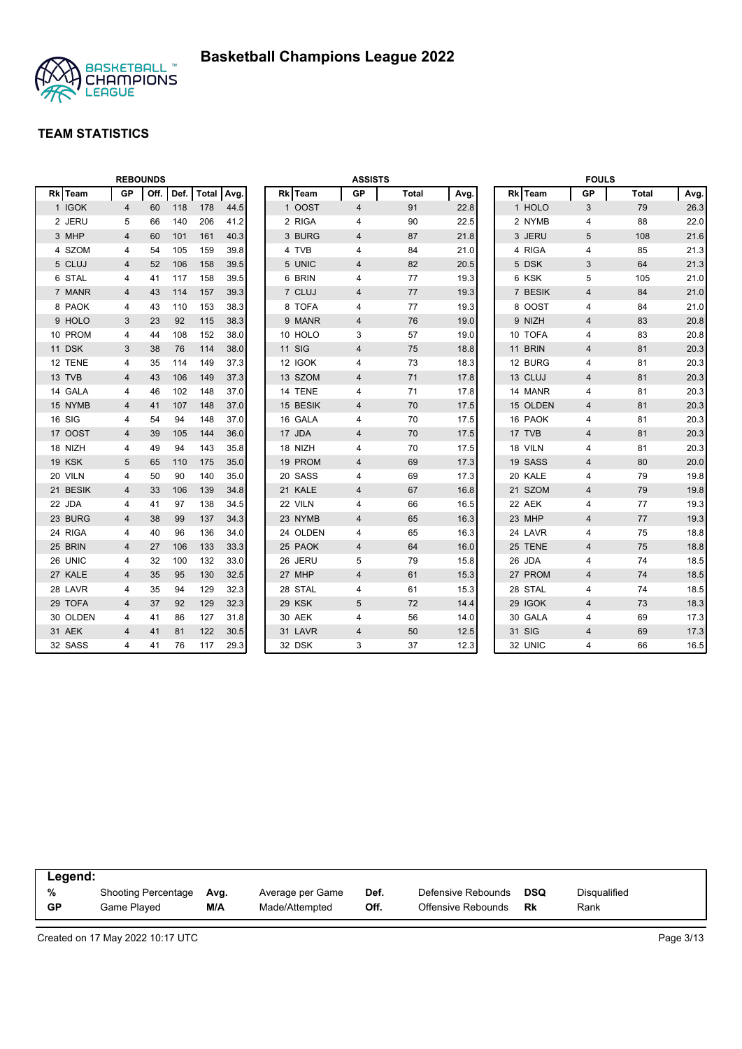# Basketball Champions League 2022

## TEAM STATISTICS

### REBOUNDS

| Rk | Team | GP | Off. | Def. | Total | Avg. |
|---|---|---|---|---|---|---|
| 1 | IGOK | 4 | 60 | 118 | 178 | 44.5 |
| 2 | JERU | 5 | 66 | 140 | 206 | 41.2 |
| 3 | MHP | 4 | 60 | 101 | 161 | 40.3 |
| 4 | SZOM | 4 | 54 | 105 | 159 | 39.8 |
| 5 | CLUJ | 4 | 52 | 106 | 158 | 39.5 |
| 6 | STAL | 4 | 41 | 117 | 158 | 39.5 |
| 7 | MANR | 4 | 43 | 114 | 157 | 39.3 |
| 8 | PAOK | 4 | 43 | 110 | 153 | 38.3 |
| 9 | HOLO | 3 | 23 | 92 | 115 | 38.3 |
| 10 | PROM | 4 | 44 | 108 | 152 | 38.0 |
| 11 | DSK | 3 | 38 | 76 | 114 | 38.0 |
| 12 | TENE | 4 | 35 | 114 | 149 | 37.3 |
| 13 | TVB | 4 | 43 | 106 | 149 | 37.3 |
| 14 | GALA | 4 | 46 | 102 | 148 | 37.0 |
| 15 | NYMB | 4 | 41 | 107 | 148 | 37.0 |
| 16 | SIG | 4 | 54 | 94 | 148 | 37.0 |
| 17 | OOST | 4 | 39 | 105 | 144 | 36.0 |
| 18 | NIZH | 4 | 49 | 94 | 143 | 35.8 |
| 19 | KSK | 5 | 65 | 110 | 175 | 35.0 |
| 20 | VILN | 4 | 50 | 90 | 140 | 35.0 |
| 21 | BESIK | 4 | 33 | 106 | 139 | 34.8 |
| 22 | JDA | 4 | 41 | 97 | 138 | 34.5 |
| 23 | BURG | 4 | 38 | 99 | 137 | 34.3 |
| 24 | RIGA | 4 | 40 | 96 | 136 | 34.0 |
| 25 | BRIN | 4 | 27 | 106 | 133 | 33.3 |
| 26 | UNIC | 4 | 32 | 100 | 132 | 33.0 |
| 27 | KALE | 4 | 35 | 95 | 130 | 32.5 |
| 28 | LAVR | 4 | 35 | 94 | 129 | 32.3 |
| 29 | TOFA | 4 | 37 | 92 | 129 | 32.3 |
| 30 | OLDEN | 4 | 41 | 86 | 127 | 31.8 |
| 31 | AEK | 4 | 41 | 81 | 122 | 30.5 |
| 32 | SASS | 4 | 41 | 76 | 117 | 29.3 |

### ASSISTS

| Rk | Team | GP | Total | Avg. |
|---|---|---|---|---|
| 1 | OOST | 4 | 91 | 22.8 |
| 2 | RIGA | 4 | 90 | 22.5 |
| 3 | BURG | 4 | 87 | 21.8 |
| 4 | TVB | 4 | 84 | 21.0 |
| 5 | UNIC | 4 | 82 | 20.5 |
| 6 | BRIN | 4 | 77 | 19.3 |
| 7 | CLUJ | 4 | 77 | 19.3 |
| 8 | TOFA | 4 | 77 | 19.3 |
| 9 | MANR | 4 | 76 | 19.0 |
| 10 | HOLO | 3 | 57 | 19.0 |
| 11 | SIG | 4 | 75 | 18.8 |
| 12 | IGOK | 4 | 73 | 18.3 |
| 13 | SZOM | 4 | 71 | 17.8 |
| 14 | TENE | 4 | 71 | 17.8 |
| 15 | BESIK | 4 | 70 | 17.5 |
| 16 | GALA | 4 | 70 | 17.5 |
| 17 | JDA | 4 | 70 | 17.5 |
| 18 | NIZH | 4 | 70 | 17.5 |
| 19 | PROM | 4 | 69 | 17.3 |
| 20 | SASS | 4 | 69 | 17.3 |
| 21 | KALE | 4 | 67 | 16.8 |
| 22 | VILN | 4 | 66 | 16.5 |
| 23 | NYMB | 4 | 65 | 16.3 |
| 24 | OLDEN | 4 | 65 | 16.3 |
| 25 | PAOK | 4 | 64 | 16.0 |
| 26 | JERU | 5 | 79 | 15.8 |
| 27 | MHP | 4 | 61 | 15.3 |
| 28 | STAL | 4 | 61 | 15.3 |
| 29 | KSK | 5 | 72 | 14.4 |
| 30 | AEK | 4 | 56 | 14.0 |
| 31 | LAVR | 4 | 50 | 12.5 |
| 32 | DSK | 3 | 37 | 12.3 |

### FOULS

| Rk | Team | GP | Total | Avg. |
|---|---|---|---|---|
| 1 | HOLO | 3 | 79 | 26.3 |
| 2 | NYMB | 4 | 88 | 22.0 |
| 3 | JERU | 5 | 108 | 21.6 |
| 4 | RIGA | 4 | 85 | 21.3 |
| 5 | DSK | 3 | 64 | 21.3 |
| 6 | KSK | 5 | 105 | 21.0 |
| 7 | BESIK | 4 | 84 | 21.0 |
| 8 | OOST | 4 | 84 | 21.0 |
| 9 | NIZH | 4 | 83 | 20.8 |
| 10 | TOFA | 4 | 83 | 20.8 |
| 11 | BRIN | 4 | 81 | 20.3 |
| 12 | BURG | 4 | 81 | 20.3 |
| 13 | CLUJ | 4 | 81 | 20.3 |
| 14 | MANR | 4 | 81 | 20.3 |
| 15 | OLDEN | 4 | 81 | 20.3 |
| 16 | PAOK | 4 | 81 | 20.3 |
| 17 | TVB | 4 | 81 | 20.3 |
| 18 | VILN | 4 | 81 | 20.3 |
| 19 | SASS | 4 | 80 | 20.0 |
| 20 | KALE | 4 | 79 | 19.8 |
| 21 | SZOM | 4 | 79 | 19.8 |
| 22 | AEK | 4 | 77 | 19.3 |
| 23 | MHP | 4 | 77 | 19.3 |
| 24 | LAVR | 4 | 75 | 18.8 |
| 25 | TENE | 4 | 75 | 18.8 |
| 26 | JDA | 4 | 74 | 18.5 |
| 27 | PROM | 4 | 74 | 18.5 |
| 28 | STAL | 4 | 74 | 18.5 |
| 29 | IGOK | 4 | 73 | 18.3 |
| 30 | GALA | 4 | 69 | 17.3 |
| 31 | SIG | 4 | 69 | 17.3 |
| 32 | UNIC | 4 | 66 | 16.5 |

**Legend:**

| | | | | | | | |
|---|---|---|---|---|---|---|---|
| **%** | Shooting Percentage | **Avg.** | Average per Game | **Def.** | Defensive Rebounds | **DSQ** | Disqualified |
| **GP** | Game Played | **M/A** | Made/Attempted | **Off.** | Offensive Rebounds | **Rk** | Rank |

Created on 17 May 2022 10:17 UTC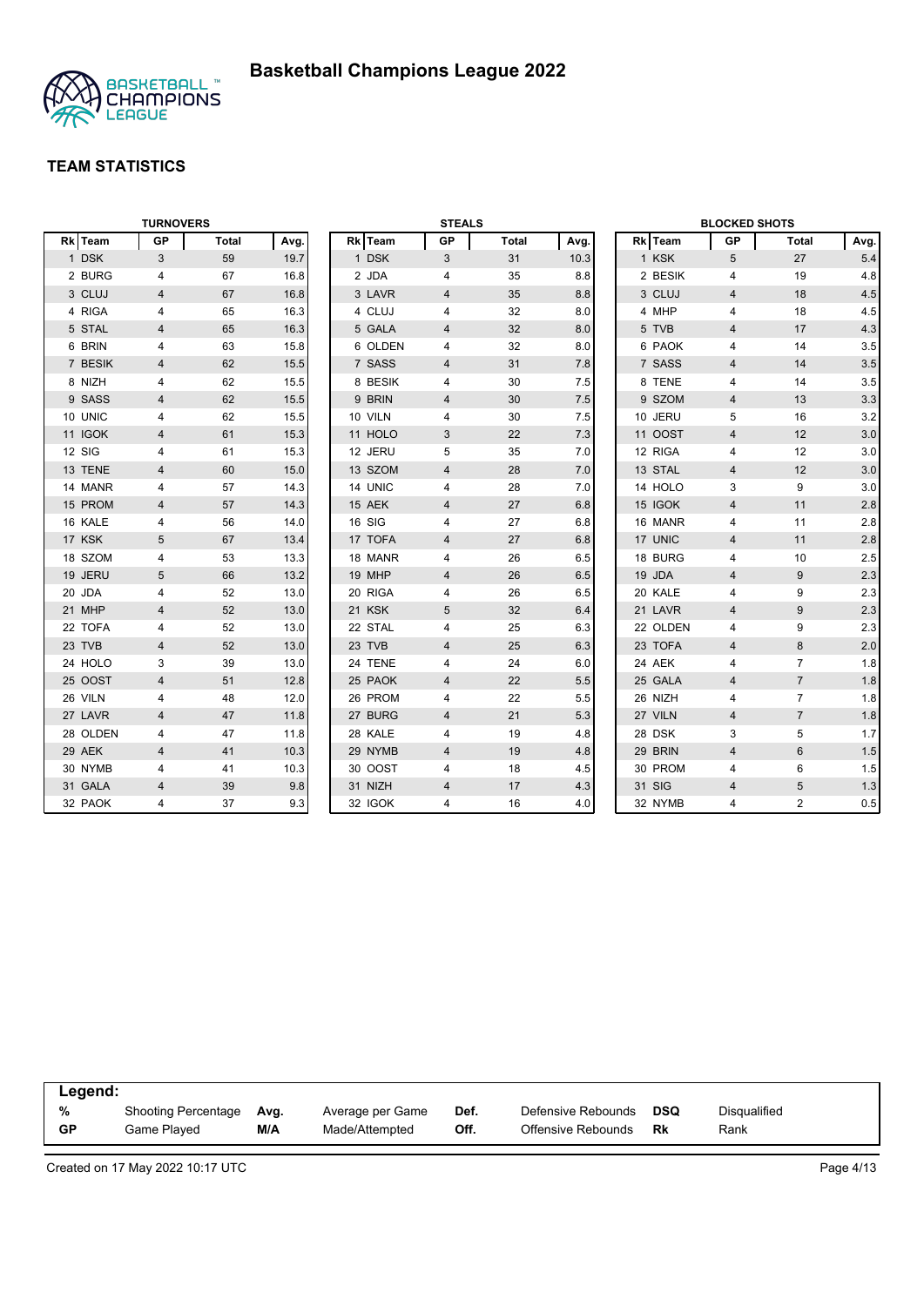# Basketball Champions League 2022

## TEAM STATISTICS

### TURNOVERS

| Rk | Team | GP | Total | Avg. |
|---|---|---|---|---|
| 1 | DSK | 3 | 59 | 19.7 |
| 2 | BURG | 4 | 67 | 16.8 |
| 3 | CLUJ | 4 | 67 | 16.8 |
| 4 | RIGA | 4 | 65 | 16.3 |
| 5 | STAL | 4 | 65 | 16.3 |
| 6 | BRIN | 4 | 63 | 15.8 |
| 7 | BESIK | 4 | 62 | 15.5 |
| 8 | NIZH | 4 | 62 | 15.5 |
| 9 | SASS | 4 | 62 | 15.5 |
| 10 | UNIC | 4 | 62 | 15.5 |
| 11 | IGOK | 4 | 61 | 15.3 |
| 12 | SIG | 4 | 61 | 15.3 |
| 13 | TENE | 4 | 60 | 15.0 |
| 14 | MANR | 4 | 57 | 14.3 |
| 15 | PROM | 4 | 57 | 14.3 |
| 16 | KALE | 4 | 56 | 14.0 |
| 17 | KSK | 5 | 67 | 13.4 |
| 18 | SZOM | 4 | 53 | 13.3 |
| 19 | JERU | 5 | 66 | 13.2 |
| 20 | JDA | 4 | 52 | 13.0 |
| 21 | MHP | 4 | 52 | 13.0 |
| 22 | TOFA | 4 | 52 | 13.0 |
| 23 | TVB | 4 | 52 | 13.0 |
| 24 | HOLO | 3 | 39 | 13.0 |
| 25 | OOST | 4 | 51 | 12.8 |
| 26 | VILN | 4 | 48 | 12.0 |
| 27 | LAVR | 4 | 47 | 11.8 |
| 28 | OLDEN | 4 | 47 | 11.8 |
| 29 | AEK | 4 | 41 | 10.3 |
| 30 | NYMB | 4 | 41 | 10.3 |
| 31 | GALA | 4 | 39 | 9.8 |
| 32 | PAOK | 4 | 37 | 9.3 |

### STEALS

| Rk | Team | GP | Total | Avg. |
|---|---|---|---|---|
| 1 | DSK | 3 | 31 | 10.3 |
| 2 | JDA | 4 | 35 | 8.8 |
| 3 | LAVR | 4 | 35 | 8.8 |
| 4 | CLUJ | 4 | 32 | 8.0 |
| 5 | GALA | 4 | 32 | 8.0 |
| 6 | OLDEN | 4 | 32 | 8.0 |
| 7 | SASS | 4 | 31 | 7.8 |
| 8 | BESIK | 4 | 30 | 7.5 |
| 9 | BRIN | 4 | 30 | 7.5 |
| 10 | VILN | 4 | 30 | 7.5 |
| 11 | HOLO | 3 | 22 | 7.3 |
| 12 | JERU | 5 | 35 | 7.0 |
| 13 | SZOM | 4 | 28 | 7.0 |
| 14 | UNIC | 4 | 28 | 7.0 |
| 15 | AEK | 4 | 27 | 6.8 |
| 16 | SIG | 4 | 27 | 6.8 |
| 17 | TOFA | 4 | 27 | 6.8 |
| 18 | MANR | 4 | 26 | 6.5 |
| 19 | MHP | 4 | 26 | 6.5 |
| 20 | RIGA | 4 | 26 | 6.5 |
| 21 | KSK | 5 | 32 | 6.4 |
| 22 | STAL | 4 | 25 | 6.3 |
| 23 | TVB | 4 | 25 | 6.3 |
| 24 | TENE | 4 | 24 | 6.0 |
| 25 | PAOK | 4 | 22 | 5.5 |
| 26 | PROM | 4 | 22 | 5.5 |
| 27 | BURG | 4 | 21 | 5.3 |
| 28 | KALE | 4 | 19 | 4.8 |
| 29 | NYMB | 4 | 19 | 4.8 |
| 30 | OOST | 4 | 18 | 4.5 |
| 31 | NIZH | 4 | 17 | 4.3 |
| 32 | IGOK | 4 | 16 | 4.0 |

### BLOCKED SHOTS

| Rk | Team | GP | Total | Avg. |
|---|---|---|---|---|
| 1 | KSK | 5 | 27 | 5.4 |
| 2 | BESIK | 4 | 19 | 4.8 |
| 3 | CLUJ | 4 | 18 | 4.5 |
| 4 | MHP | 4 | 18 | 4.5 |
| 5 | TVB | 4 | 17 | 4.3 |
| 6 | PAOK | 4 | 14 | 3.5 |
| 7 | SASS | 4 | 14 | 3.5 |
| 8 | TENE | 4 | 14 | 3.5 |
| 9 | SZOM | 4 | 13 | 3.3 |
| 10 | JERU | 5 | 16 | 3.2 |
| 11 | OOST | 4 | 12 | 3.0 |
| 12 | RIGA | 4 | 12 | 3.0 |
| 13 | STAL | 4 | 12 | 3.0 |
| 14 | HOLO | 3 | 9 | 3.0 |
| 15 | IGOK | 4 | 11 | 2.8 |
| 16 | MANR | 4 | 11 | 2.8 |
| 17 | UNIC | 4 | 11 | 2.8 |
| 18 | BURG | 4 | 10 | 2.5 |
| 19 | JDA | 4 | 9 | 2.3 |
| 20 | KALE | 4 | 9 | 2.3 |
| 21 | LAVR | 4 | 9 | 2.3 |
| 22 | OLDEN | 4 | 9 | 2.3 |
| 23 | TOFA | 4 | 8 | 2.0 |
| 24 | AEK | 4 | 7 | 1.8 |
| 25 | GALA | 4 | 7 | 1.8 |
| 26 | NIZH | 4 | 7 | 1.8 |
| 27 | VILN | 4 | 7 | 1.8 |
| 28 | DSK | 3 | 5 | 1.7 |
| 29 | BRIN | 4 | 6 | 1.5 |
| 30 | PROM | 4 | 6 | 1.5 |
| 31 | SIG | 4 | 5 | 1.3 |
| 32 | NYMB | 4 | 2 | 0.5 |

**Legend:**

| | | | | | | | |
|---|---|---|---|---|---|---|---|
| **%** | Shooting Percentage | **Avg.** | Average per Game | **Def.** | Defensive Rebounds | **DSQ** | Disqualified |
| **GP** | Game Played | **M/A** | Made/Attempted | **Off.** | Offensive Rebounds | **Rk** | Rank |

Created on 17 May 2022 10:17 UTC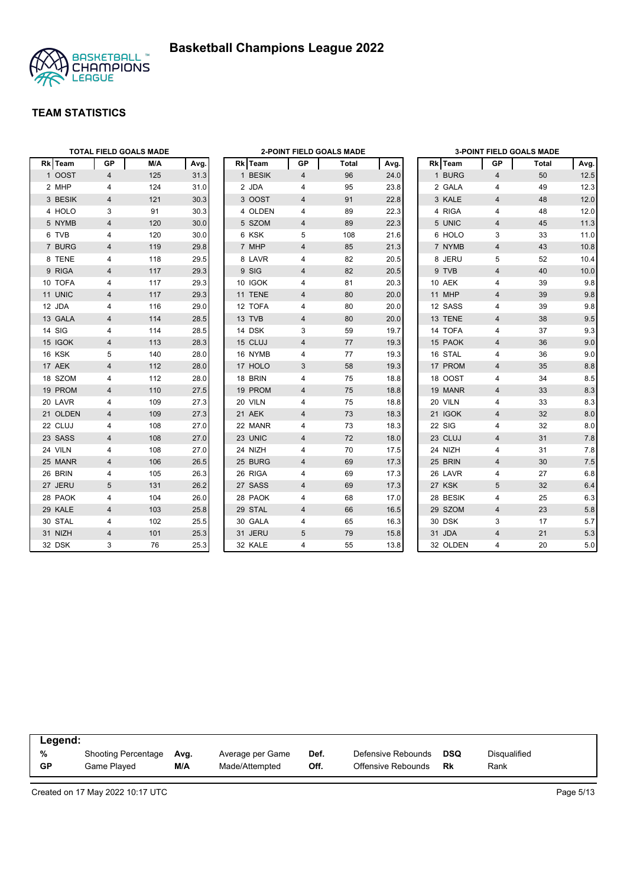# Basketball Champions League 2022

## TEAM STATISTICS

### TOTAL FIELD GOALS MADE

| Rk | Team | GP | M/A | Avg. |
|---|---|---|---|---|
| 1 | OOST | 4 | 125 | 31.3 |
| 2 | MHP | 4 | 124 | 31.0 |
| 3 | BESIK | 4 | 121 | 30.3 |
| 4 | HOLO | 3 | 91 | 30.3 |
| 5 | NYMB | 4 | 120 | 30.0 |
| 6 | TVB | 4 | 120 | 30.0 |
| 7 | BURG | 4 | 119 | 29.8 |
| 8 | TENE | 4 | 118 | 29.5 |
| 9 | RIGA | 4 | 117 | 29.3 |
| 10 | TOFA | 4 | 117 | 29.3 |
| 11 | UNIC | 4 | 117 | 29.3 |
| 12 | JDA | 4 | 116 | 29.0 |
| 13 | GALA | 4 | 114 | 28.5 |
| 14 | SIG | 4 | 114 | 28.5 |
| 15 | IGOK | 4 | 113 | 28.3 |
| 16 | KSK | 5 | 140 | 28.0 |
| 17 | AEK | 4 | 112 | 28.0 |
| 18 | SZOM | 4 | 112 | 28.0 |
| 19 | PROM | 4 | 110 | 27.5 |
| 20 | LAVR | 4 | 109 | 27.3 |
| 21 | OLDEN | 4 | 109 | 27.3 |
| 22 | CLUJ | 4 | 108 | 27.0 |
| 23 | SASS | 4 | 108 | 27.0 |
| 24 | VILN | 4 | 108 | 27.0 |
| 25 | MANR | 4 | 106 | 26.5 |
| 26 | BRIN | 4 | 105 | 26.3 |
| 27 | JERU | 5 | 131 | 26.2 |
| 28 | PAOK | 4 | 104 | 26.0 |
| 29 | KALE | 4 | 103 | 25.8 |
| 30 | STAL | 4 | 102 | 25.5 |
| 31 | NIZH | 4 | 101 | 25.3 |
| 32 | DSK | 3 | 76 | 25.3 |

### 2-POINT FIELD GOALS MADE

| Rk | Team | GP | Total | Avg. |
|---|---|---|---|---|
| 1 | BESIK | 4 | 96 | 24.0 |
| 2 | JDA | 4 | 95 | 23.8 |
| 3 | OOST | 4 | 91 | 22.8 |
| 4 | OLDEN | 4 | 89 | 22.3 |
| 5 | SZOM | 4 | 89 | 22.3 |
| 6 | KSK | 5 | 108 | 21.6 |
| 7 | MHP | 4 | 85 | 21.3 |
| 8 | LAVR | 4 | 82 | 20.5 |
| 9 | SIG | 4 | 82 | 20.5 |
| 10 | IGOK | 4 | 81 | 20.3 |
| 11 | TENE | 4 | 80 | 20.0 |
| 12 | TOFA | 4 | 80 | 20.0 |
| 13 | TVB | 4 | 80 | 20.0 |
| 14 | DSK | 3 | 59 | 19.7 |
| 15 | CLUJ | 4 | 77 | 19.3 |
| 16 | NYMB | 4 | 77 | 19.3 |
| 17 | HOLO | 3 | 58 | 19.3 |
| 18 | BRIN | 4 | 75 | 18.8 |
| 19 | PROM | 4 | 75 | 18.8 |
| 20 | VILN | 4 | 75 | 18.8 |
| 21 | AEK | 4 | 73 | 18.3 |
| 22 | MANR | 4 | 73 | 18.3 |
| 23 | UNIC | 4 | 72 | 18.0 |
| 24 | NIZH | 4 | 70 | 17.5 |
| 25 | BURG | 4 | 69 | 17.3 |
| 26 | RIGA | 4 | 69 | 17.3 |
| 27 | SASS | 4 | 69 | 17.3 |
| 28 | PAOK | 4 | 68 | 17.0 |
| 29 | STAL | 4 | 66 | 16.5 |
| 30 | GALA | 4 | 65 | 16.3 |
| 31 | JERU | 5 | 79 | 15.8 |
| 32 | KALE | 4 | 55 | 13.8 |

### 3-POINT FIELD GOALS MADE

| Rk | Team | GP | Total | Avg. |
|---|---|---|---|---|
| 1 | BURG | 4 | 50 | 12.5 |
| 2 | GALA | 4 | 49 | 12.3 |
| 3 | KALE | 4 | 48 | 12.0 |
| 4 | RIGA | 4 | 48 | 12.0 |
| 5 | UNIC | 4 | 45 | 11.3 |
| 6 | HOLO | 3 | 33 | 11.0 |
| 7 | NYMB | 4 | 43 | 10.8 |
| 8 | JERU | 5 | 52 | 10.4 |
| 9 | TVB | 4 | 40 | 10.0 |
| 10 | AEK | 4 | 39 | 9.8 |
| 11 | MHP | 4 | 39 | 9.8 |
| 12 | SASS | 4 | 39 | 9.8 |
| 13 | TENE | 4 | 38 | 9.5 |
| 14 | TOFA | 4 | 37 | 9.3 |
| 15 | PAOK | 4 | 36 | 9.0 |
| 16 | STAL | 4 | 36 | 9.0 |
| 17 | PROM | 4 | 35 | 8.8 |
| 18 | OOST | 4 | 34 | 8.5 |
| 19 | MANR | 4 | 33 | 8.3 |
| 20 | VILN | 4 | 33 | 8.3 |
| 21 | IGOK | 4 | 32 | 8.0 |
| 22 | SIG | 4 | 32 | 8.0 |
| 23 | CLUJ | 4 | 31 | 7.8 |
| 24 | NIZH | 4 | 31 | 7.8 |
| 25 | BRIN | 4 | 30 | 7.5 |
| 26 | LAVR | 4 | 27 | 6.8 |
| 27 | KSK | 5 | 32 | 6.4 |
| 28 | BESIK | 4 | 25 | 6.3 |
| 29 | SZOM | 4 | 23 | 5.8 |
| 30 | DSK | 3 | 17 | 5.7 |
| 31 | JDA | 4 | 21 | 5.3 |
| 32 | OLDEN | 4 | 20 | 5.0 |

**Legend:**

| | | | | | | | |
|---|---|---|---|---|---|---|---|
| **%** | Shooting Percentage | **Avg.** | Average per Game | **Def.** | Defensive Rebounds | **DSQ** | Disqualified |
| **GP** | Game Played | **M/A** | Made/Attempted | **Off.** | Offensive Rebounds | **Rk** | Rank |

Created on 17 May 2022 10:17 UTC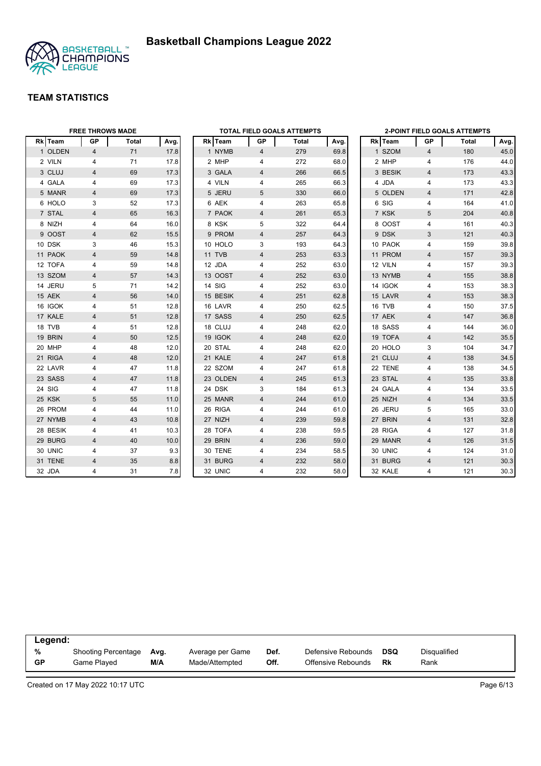# Basketball Champions League 2022

## TEAM STATISTICS

### FREE THROWS MADE

| Rk | Team | GP | Total | Avg. |
|---|---|---|---|---|
| 1 | OLDEN | 4 | 71 | 17.8 |
| 2 | VILN | 4 | 71 | 17.8 |
| 3 | CLUJ | 4 | 69 | 17.3 |
| 4 | GALA | 4 | 69 | 17.3 |
| 5 | MANR | 4 | 69 | 17.3 |
| 6 | HOLO | 3 | 52 | 17.3 |
| 7 | STAL | 4 | 65 | 16.3 |
| 8 | NIZH | 4 | 64 | 16.0 |
| 9 | OOST | 4 | 62 | 15.5 |
| 10 | DSK | 3 | 46 | 15.3 |
| 11 | PAOK | 4 | 59 | 14.8 |
| 12 | TOFA | 4 | 59 | 14.8 |
| 13 | SZOM | 4 | 57 | 14.3 |
| 14 | JERU | 5 | 71 | 14.2 |
| 15 | AEK | 4 | 56 | 14.0 |
| 16 | IGOK | 4 | 51 | 12.8 |
| 17 | KALE | 4 | 51 | 12.8 |
| 18 | TVB | 4 | 51 | 12.8 |
| 19 | BRIN | 4 | 50 | 12.5 |
| 20 | MHP | 4 | 48 | 12.0 |
| 21 | RIGA | 4 | 48 | 12.0 |
| 22 | LAVR | 4 | 47 | 11.8 |
| 23 | SASS | 4 | 47 | 11.8 |
| 24 | SIG | 4 | 47 | 11.8 |
| 25 | KSK | 5 | 55 | 11.0 |
| 26 | PROM | 4 | 44 | 11.0 |
| 27 | NYMB | 4 | 43 | 10.8 |
| 28 | BESIK | 4 | 41 | 10.3 |
| 29 | BURG | 4 | 40 | 10.0 |
| 30 | UNIC | 4 | 37 | 9.3 |
| 31 | TENE | 4 | 35 | 8.8 |
| 32 | JDA | 4 | 31 | 7.8 |

### TOTAL FIELD GOALS ATTEMPTS

| Rk | Team | GP | Total | Avg. |
|---|---|---|---|---|
| 1 | NYMB | 4 | 279 | 69.8 |
| 2 | MHP | 4 | 272 | 68.0 |
| 3 | GALA | 4 | 266 | 66.5 |
| 4 | VILN | 4 | 265 | 66.3 |
| 5 | JERU | 5 | 330 | 66.0 |
| 6 | AEK | 4 | 263 | 65.8 |
| 7 | PAOK | 4 | 261 | 65.3 |
| 8 | KSK | 5 | 322 | 64.4 |
| 9 | PROM | 4 | 257 | 64.3 |
| 10 | HOLO | 3 | 193 | 64.3 |
| 11 | TVB | 4 | 253 | 63.3 |
| 12 | JDA | 4 | 252 | 63.0 |
| 13 | OOST | 4 | 252 | 63.0 |
| 14 | SIG | 4 | 252 | 63.0 |
| 15 | BESIK | 4 | 251 | 62.8 |
| 16 | LAVR | 4 | 250 | 62.5 |
| 17 | SASS | 4 | 250 | 62.5 |
| 18 | CLUJ | 4 | 248 | 62.0 |
| 19 | IGOK | 4 | 248 | 62.0 |
| 20 | STAL | 4 | 248 | 62.0 |
| 21 | KALE | 4 | 247 | 61.8 |
| 22 | SZOM | 4 | 247 | 61.8 |
| 23 | OLDEN | 4 | 245 | 61.3 |
| 24 | DSK | 3 | 184 | 61.3 |
| 25 | MANR | 4 | 244 | 61.0 |
| 26 | RIGA | 4 | 244 | 61.0 |
| 27 | NIZH | 4 | 239 | 59.8 |
| 28 | TOFA | 4 | 238 | 59.5 |
| 29 | BRIN | 4 | 236 | 59.0 |
| 30 | TENE | 4 | 234 | 58.5 |
| 31 | BURG | 4 | 232 | 58.0 |
| 32 | UNIC | 4 | 232 | 58.0 |

### 2-POINT FIELD GOALS ATTEMPTS

| Rk | Team | GP | Total | Avg. |
|---|---|---|---|---|
| 1 | SZOM | 4 | 180 | 45.0 |
| 2 | MHP | 4 | 176 | 44.0 |
| 3 | BESIK | 4 | 173 | 43.3 |
| 4 | JDA | 4 | 173 | 43.3 |
| 5 | OLDEN | 4 | 171 | 42.8 |
| 6 | SIG | 4 | 164 | 41.0 |
| 7 | KSK | 5 | 204 | 40.8 |
| 8 | OOST | 4 | 161 | 40.3 |
| 9 | DSK | 3 | 121 | 40.3 |
| 10 | PAOK | 4 | 159 | 39.8 |
| 11 | PROM | 4 | 157 | 39.3 |
| 12 | VILN | 4 | 157 | 39.3 |
| 13 | NYMB | 4 | 155 | 38.8 |
| 14 | IGOK | 4 | 153 | 38.3 |
| 15 | LAVR | 4 | 153 | 38.3 |
| 16 | TVB | 4 | 150 | 37.5 |
| 17 | AEK | 4 | 147 | 36.8 |
| 18 | SASS | 4 | 144 | 36.0 |
| 19 | TOFA | 4 | 142 | 35.5 |
| 20 | HOLO | 3 | 104 | 34.7 |
| 21 | CLUJ | 4 | 138 | 34.5 |
| 22 | TENE | 4 | 138 | 34.5 |
| 23 | STAL | 4 | 135 | 33.8 |
| 24 | GALA | 4 | 134 | 33.5 |
| 25 | NIZH | 4 | 134 | 33.5 |
| 26 | JERU | 5 | 165 | 33.0 |
| 27 | BRIN | 4 | 131 | 32.8 |
| 28 | RIGA | 4 | 127 | 31.8 |
| 29 | MANR | 4 | 126 | 31.5 |
| 30 | UNIC | 4 | 124 | 31.0 |
| 31 | BURG | 4 | 121 | 30.3 |
| 32 | KALE | 4 | 121 | 30.3 |

**Legend:**

| | | | | | | | |
|---|---|---|---|---|---|---|---|
| % | Shooting Percentage | Avg. | Average per Game | Def. | Defensive Rebounds | DSQ | Disqualified |
| GP | Game Played | M/A | Made/Attempted | Off. | Offensive Rebounds | Rk | Rank |

Created on 17 May 2022 10:17 UTC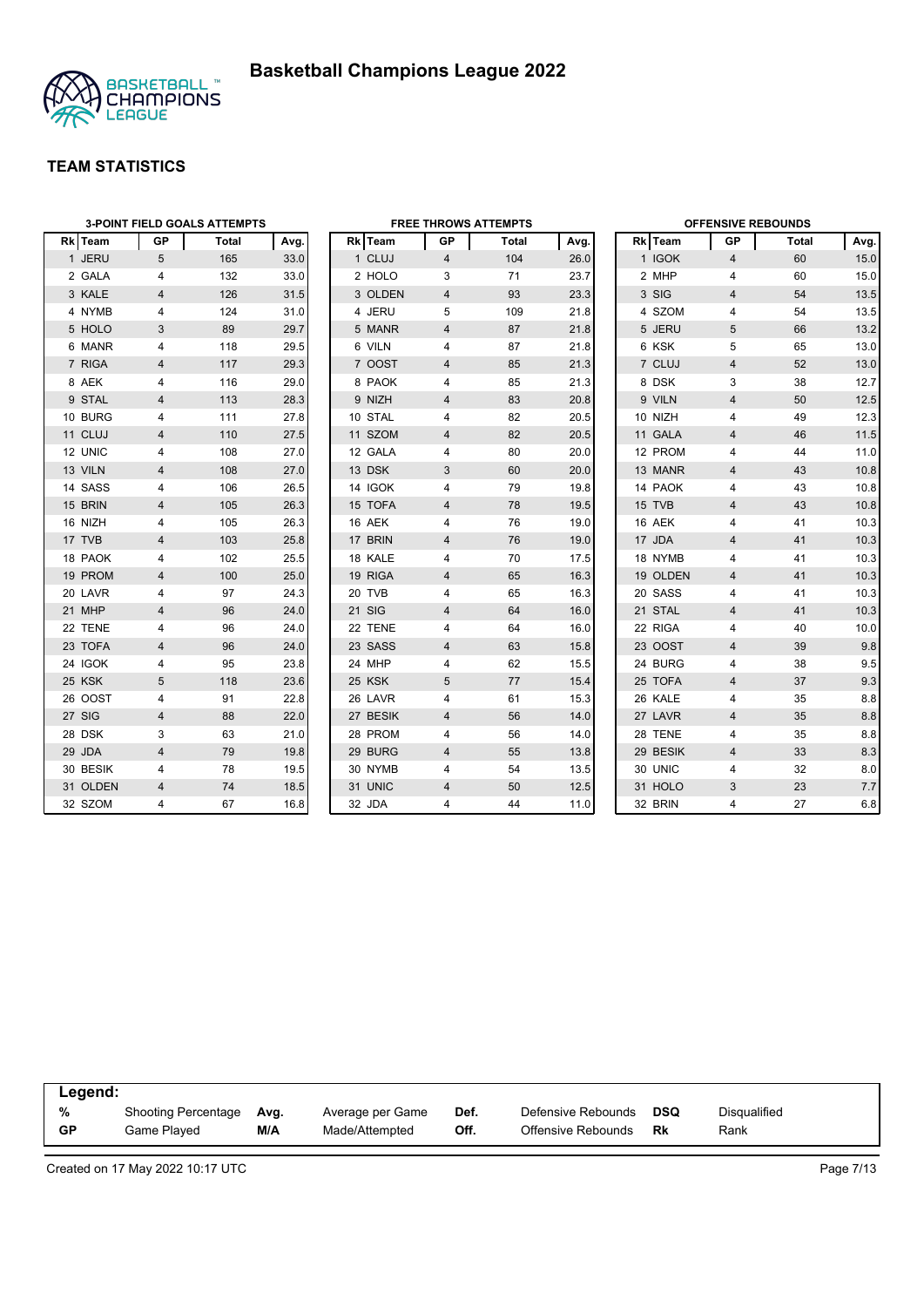# Basketball Champions League 2022

## TEAM STATISTICS

### 3-POINT FIELD GOALS ATTEMPTS

| Rk | Team | GP | Total | Avg. |
|---|---|---|---|---|
| 1 | JERU | 5 | 165 | 33.0 |
| 2 | GALA | 4 | 132 | 33.0 |
| 3 | KALE | 4 | 126 | 31.5 |
| 4 | NYMB | 4 | 124 | 31.0 |
| 5 | HOLO | 3 | 89 | 29.7 |
| 6 | MANR | 4 | 118 | 29.5 |
| 7 | RIGA | 4 | 117 | 29.3 |
| 8 | AEK | 4 | 116 | 29.0 |
| 9 | STAL | 4 | 113 | 28.3 |
| 10 | BURG | 4 | 111 | 27.8 |
| 11 | CLUJ | 4 | 110 | 27.5 |
| 12 | UNIC | 4 | 108 | 27.0 |
| 13 | VILN | 4 | 108 | 27.0 |
| 14 | SASS | 4 | 106 | 26.5 |
| 15 | BRIN | 4 | 105 | 26.3 |
| 16 | NIZH | 4 | 105 | 26.3 |
| 17 | TVB | 4 | 103 | 25.8 |
| 18 | PAOK | 4 | 102 | 25.5 |
| 19 | PROM | 4 | 100 | 25.0 |
| 20 | LAVR | 4 | 97 | 24.3 |
| 21 | MHP | 4 | 96 | 24.0 |
| 22 | TENE | 4 | 96 | 24.0 |
| 23 | TOFA | 4 | 96 | 24.0 |
| 24 | IGOK | 4 | 95 | 23.8 |
| 25 | KSK | 5 | 118 | 23.6 |
| 26 | OOST | 4 | 91 | 22.8 |
| 27 | SIG | 4 | 88 | 22.0 |
| 28 | DSK | 3 | 63 | 21.0 |
| 29 | JDA | 4 | 79 | 19.8 |
| 30 | BESIK | 4 | 78 | 19.5 |
| 31 | OLDEN | 4 | 74 | 18.5 |
| 32 | SZOM | 4 | 67 | 16.8 |

### FREE THROWS ATTEMPTS

| Rk | Team | GP | Total | Avg. |
|---|---|---|---|---|
| 1 | CLUJ | 4 | 104 | 26.0 |
| 2 | HOLO | 3 | 71 | 23.7 |
| 3 | OLDEN | 4 | 93 | 23.3 |
| 4 | JERU | 5 | 109 | 21.8 |
| 5 | MANR | 4 | 87 | 21.8 |
| 6 | VILN | 4 | 87 | 21.8 |
| 7 | OOST | 4 | 85 | 21.3 |
| 8 | PAOK | 4 | 85 | 21.3 |
| 9 | NIZH | 4 | 83 | 20.8 |
| 10 | STAL | 4 | 82 | 20.5 |
| 11 | SZOM | 4 | 82 | 20.5 |
| 12 | GALA | 4 | 80 | 20.0 |
| 13 | DSK | 3 | 60 | 20.0 |
| 14 | IGOK | 4 | 79 | 19.8 |
| 15 | TOFA | 4 | 78 | 19.5 |
| 16 | AEK | 4 | 76 | 19.0 |
| 17 | BRIN | 4 | 76 | 19.0 |
| 18 | KALE | 4 | 70 | 17.5 |
| 19 | RIGA | 4 | 65 | 16.3 |
| 20 | TVB | 4 | 65 | 16.3 |
| 21 | SIG | 4 | 64 | 16.0 |
| 22 | TENE | 4 | 64 | 16.0 |
| 23 | SASS | 4 | 63 | 15.8 |
| 24 | MHP | 4 | 62 | 15.5 |
| 25 | KSK | 5 | 77 | 15.4 |
| 26 | LAVR | 4 | 61 | 15.3 |
| 27 | BESIK | 4 | 56 | 14.0 |
| 28 | PROM | 4 | 56 | 14.0 |
| 29 | BURG | 4 | 55 | 13.8 |
| 30 | NYMB | 4 | 54 | 13.5 |
| 31 | UNIC | 4 | 50 | 12.5 |
| 32 | JDA | 4 | 44 | 11.0 |

### OFFENSIVE REBOUNDS

| Rk | Team | GP | Total | Avg. |
|---|---|---|---|---|
| 1 | IGOK | 4 | 60 | 15.0 |
| 2 | MHP | 4 | 60 | 15.0 |
| 3 | SIG | 4 | 54 | 13.5 |
| 4 | SZOM | 4 | 54 | 13.5 |
| 5 | JERU | 5 | 66 | 13.2 |
| 6 | KSK | 5 | 65 | 13.0 |
| 7 | CLUJ | 4 | 52 | 13.0 |
| 8 | DSK | 3 | 38 | 12.7 |
| 9 | VILN | 4 | 50 | 12.5 |
| 10 | NIZH | 4 | 49 | 12.3 |
| 11 | GALA | 4 | 46 | 11.5 |
| 12 | PROM | 4 | 44 | 11.0 |
| 13 | MANR | 4 | 43 | 10.8 |
| 14 | PAOK | 4 | 43 | 10.8 |
| 15 | TVB | 4 | 43 | 10.8 |
| 16 | AEK | 4 | 41 | 10.3 |
| 17 | JDA | 4 | 41 | 10.3 |
| 18 | NYMB | 4 | 41 | 10.3 |
| 19 | OLDEN | 4 | 41 | 10.3 |
| 20 | SASS | 4 | 41 | 10.3 |
| 21 | STAL | 4 | 41 | 10.3 |
| 22 | RIGA | 4 | 40 | 10.0 |
| 23 | OOST | 4 | 39 | 9.8 |
| 24 | BURG | 4 | 38 | 9.5 |
| 25 | TOFA | 4 | 37 | 9.3 |
| 26 | KALE | 4 | 35 | 8.8 |
| 27 | LAVR | 4 | 35 | 8.8 |
| 28 | TENE | 4 | 35 | 8.8 |
| 29 | BESIK | 4 | 33 | 8.3 |
| 30 | UNIC | 4 | 32 | 8.0 |
| 31 | HOLO | 3 | 23 | 7.7 |
| 32 | BRIN | 4 | 27 | 6.8 |

**Legend:**

| | | | | | | | |
|---|---|---|---|---|---|---|---|
| **%** | Shooting Percentage | **Avg.** | Average per Game | **Def.** | Defensive Rebounds | **DSQ** | Disqualified |
| **GP** | Game Played | **M/A** | Made/Attempted | **Off.** | Offensive Rebounds | **Rk** | Rank |

Created on 17 May 2022 10:17 UTC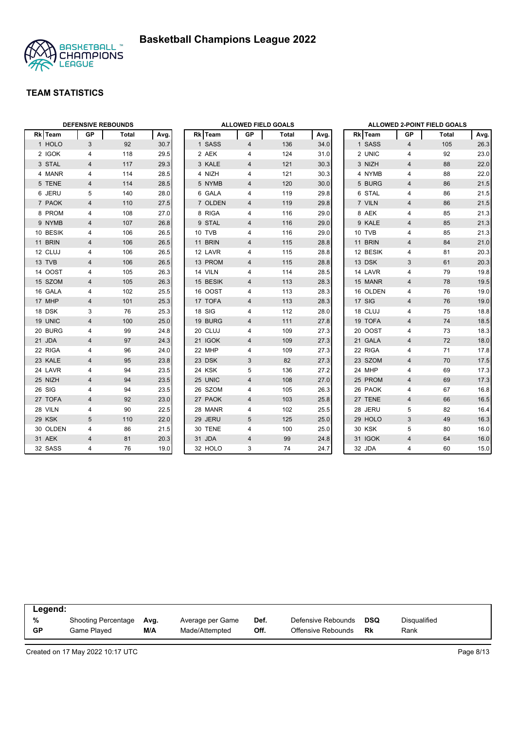# Basketball Champions League 2022

## TEAM STATISTICS

### DEFENSIVE REBOUNDS

| Rk | Team | GP | Total | Avg. |
|---|---|---|---|---|
| 1 | HOLO | 3 | 92 | 30.7 |
| 2 | IGOK | 4 | 118 | 29.5 |
| 3 | STAL | 4 | 117 | 29.3 |
| 4 | MANR | 4 | 114 | 28.5 |
| 5 | TENE | 4 | 114 | 28.5 |
| 6 | JERU | 5 | 140 | 28.0 |
| 7 | PAOK | 4 | 110 | 27.5 |
| 8 | PROM | 4 | 108 | 27.0 |
| 9 | NYMB | 4 | 107 | 26.8 |
| 10 | BESIK | 4 | 106 | 26.5 |
| 11 | BRIN | 4 | 106 | 26.5 |
| 12 | CLUJ | 4 | 106 | 26.5 |
| 13 | TVB | 4 | 106 | 26.5 |
| 14 | OOST | 4 | 105 | 26.3 |
| 15 | SZOM | 4 | 105 | 26.3 |
| 16 | GALA | 4 | 102 | 25.5 |
| 17 | MHP | 4 | 101 | 25.3 |
| 18 | DSK | 3 | 76 | 25.3 |
| 19 | UNIC | 4 | 100 | 25.0 |
| 20 | BURG | 4 | 99 | 24.8 |
| 21 | JDA | 4 | 97 | 24.3 |
| 22 | RIGA | 4 | 96 | 24.0 |
| 23 | KALE | 4 | 95 | 23.8 |
| 24 | LAVR | 4 | 94 | 23.5 |
| 25 | NIZH | 4 | 94 | 23.5 |
| 26 | SIG | 4 | 94 | 23.5 |
| 27 | TOFA | 4 | 92 | 23.0 |
| 28 | VILN | 4 | 90 | 22.5 |
| 29 | KSK | 5 | 110 | 22.0 |
| 30 | OLDEN | 4 | 86 | 21.5 |
| 31 | AEK | 4 | 81 | 20.3 |
| 32 | SASS | 4 | 76 | 19.0 |

### ALLOWED FIELD GOALS

| Rk | Team | GP | Total | Avg. |
|---|---|---|---|---|
| 1 | SASS | 4 | 136 | 34.0 |
| 2 | AEK | 4 | 124 | 31.0 |
| 3 | KALE | 4 | 121 | 30.3 |
| 4 | NIZH | 4 | 121 | 30.3 |
| 5 | NYMB | 4 | 120 | 30.0 |
| 6 | GALA | 4 | 119 | 29.8 |
| 7 | OLDEN | 4 | 119 | 29.8 |
| 8 | RIGA | 4 | 116 | 29.0 |
| 9 | STAL | 4 | 116 | 29.0 |
| 10 | TVB | 4 | 116 | 29.0 |
| 11 | BRIN | 4 | 115 | 28.8 |
| 12 | LAVR | 4 | 115 | 28.8 |
| 13 | PROM | 4 | 115 | 28.8 |
| 14 | VILN | 4 | 114 | 28.5 |
| 15 | BESIK | 4 | 113 | 28.3 |
| 16 | OOST | 4 | 113 | 28.3 |
| 17 | TOFA | 4 | 113 | 28.3 |
| 18 | SIG | 4 | 112 | 28.0 |
| 19 | BURG | 4 | 111 | 27.8 |
| 20 | CLUJ | 4 | 109 | 27.3 |
| 21 | IGOK | 4 | 109 | 27.3 |
| 22 | MHP | 4 | 109 | 27.3 |
| 23 | DSK | 3 | 82 | 27.3 |
| 24 | KSK | 5 | 136 | 27.2 |
| 25 | UNIC | 4 | 108 | 27.0 |
| 26 | SZOM | 4 | 105 | 26.3 |
| 27 | PAOK | 4 | 103 | 25.8 |
| 28 | MANR | 4 | 102 | 25.5 |
| 29 | JERU | 5 | 125 | 25.0 |
| 30 | TENE | 4 | 100 | 25.0 |
| 31 | JDA | 4 | 99 | 24.8 |
| 32 | HOLO | 3 | 74 | 24.7 |

### ALLOWED 2-POINT FIELD GOALS

| Rk | Team | GP | Total | Avg. |
|---|---|---|---|---|
| 1 | SASS | 4 | 105 | 26.3 |
| 2 | UNIC | 4 | 92 | 23.0 |
| 3 | NIZH | 4 | 88 | 22.0 |
| 4 | NYMB | 4 | 88 | 22.0 |
| 5 | BURG | 4 | 86 | 21.5 |
| 6 | STAL | 4 | 86 | 21.5 |
| 7 | VILN | 4 | 86 | 21.5 |
| 8 | AEK | 4 | 85 | 21.3 |
| 9 | KALE | 4 | 85 | 21.3 |
| 10 | TVB | 4 | 85 | 21.3 |
| 11 | BRIN | 4 | 84 | 21.0 |
| 12 | BESIK | 4 | 81 | 20.3 |
| 13 | DSK | 3 | 61 | 20.3 |
| 14 | LAVR | 4 | 79 | 19.8 |
| 15 | MANR | 4 | 78 | 19.5 |
| 16 | OLDEN | 4 | 76 | 19.0 |
| 17 | SIG | 4 | 76 | 19.0 |
| 18 | CLUJ | 4 | 75 | 18.8 |
| 19 | TOFA | 4 | 74 | 18.5 |
| 20 | OOST | 4 | 73 | 18.3 |
| 21 | GALA | 4 | 72 | 18.0 |
| 22 | RIGA | 4 | 71 | 17.8 |
| 23 | SZOM | 4 | 70 | 17.5 |
| 24 | MHP | 4 | 69 | 17.3 |
| 25 | PROM | 4 | 69 | 17.3 |
| 26 | PAOK | 4 | 67 | 16.8 |
| 27 | TENE | 4 | 66 | 16.5 |
| 28 | JERU | 5 | 82 | 16.4 |
| 29 | HOLO | 3 | 49 | 16.3 |
| 30 | KSK | 5 | 80 | 16.0 |
| 31 | IGOK | 4 | 64 | 16.0 |
| 32 | JDA | 4 | 60 | 15.0 |

**Legend:**

| | | | | | | | |
|---|---|---|---|---|---|---|---|
| % | Shooting Percentage | Avg. | Average per Game | Def. | Defensive Rebounds | DSQ | Disqualified |
| GP | Game Played | M/A | Made/Attempted | Off. | Offensive Rebounds | Rk | Rank |

Created on 17 May 2022 10:17 UTC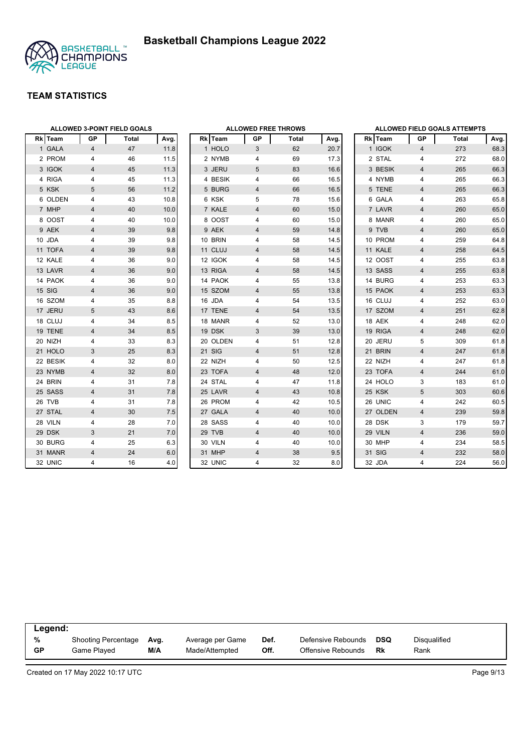# Basketball Champions League 2022

## TEAM STATISTICS

### ALLOWED 3-POINT FIELD GOALS

| Rk | Team | GP | Total | Avg. |
|---|---|---|---|---|
| 1 | GALA | 4 | 47 | 11.8 |
| 2 | PROM | 4 | 46 | 11.5 |
| 3 | IGOK | 4 | 45 | 11.3 |
| 4 | RIGA | 4 | 45 | 11.3 |
| 5 | KSK | 5 | 56 | 11.2 |
| 6 | OLDEN | 4 | 43 | 10.8 |
| 7 | MHP | 4 | 40 | 10.0 |
| 8 | OOST | 4 | 40 | 10.0 |
| 9 | AEK | 4 | 39 | 9.8 |
| 10 | JDA | 4 | 39 | 9.8 |
| 11 | TOFA | 4 | 39 | 9.8 |
| 12 | KALE | 4 | 36 | 9.0 |
| 13 | LAVR | 4 | 36 | 9.0 |
| 14 | PAOK | 4 | 36 | 9.0 |
| 15 | SIG | 4 | 36 | 9.0 |
| 16 | SZOM | 4 | 35 | 8.8 |
| 17 | JERU | 5 | 43 | 8.6 |
| 18 | CLUJ | 4 | 34 | 8.5 |
| 19 | TENE | 4 | 34 | 8.5 |
| 20 | NIZH | 4 | 33 | 8.3 |
| 21 | HOLO | 3 | 25 | 8.3 |
| 22 | BESIK | 4 | 32 | 8.0 |
| 23 | NYMB | 4 | 32 | 8.0 |
| 24 | BRIN | 4 | 31 | 7.8 |
| 25 | SASS | 4 | 31 | 7.8 |
| 26 | TVB | 4 | 31 | 7.8 |
| 27 | STAL | 4 | 30 | 7.5 |
| 28 | VILN | 4 | 28 | 7.0 |
| 29 | DSK | 3 | 21 | 7.0 |
| 30 | BURG | 4 | 25 | 6.3 |
| 31 | MANR | 4 | 24 | 6.0 |
| 32 | UNIC | 4 | 16 | 4.0 |

### ALLOWED FREE THROWS

| Rk | Team | GP | Total | Avg. |
|---|---|---|---|---|
| 1 | HOLO | 3 | 62 | 20.7 |
| 2 | NYMB | 4 | 69 | 17.3 |
| 3 | JERU | 5 | 83 | 16.6 |
| 4 | BESIK | 4 | 66 | 16.5 |
| 5 | BURG | 4 | 66 | 16.5 |
| 6 | KSK | 5 | 78 | 15.6 |
| 7 | KALE | 4 | 60 | 15.0 |
| 8 | OOST | 4 | 60 | 15.0 |
| 9 | AEK | 4 | 59 | 14.8 |
| 10 | BRIN | 4 | 58 | 14.5 |
| 11 | CLUJ | 4 | 58 | 14.5 |
| 12 | IGOK | 4 | 58 | 14.5 |
| 13 | RIGA | 4 | 58 | 14.5 |
| 14 | PAOK | 4 | 55 | 13.8 |
| 15 | SZOM | 4 | 55 | 13.8 |
| 16 | JDA | 4 | 54 | 13.5 |
| 17 | TENE | 4 | 54 | 13.5 |
| 18 | MANR | 4 | 52 | 13.0 |
| 19 | DSK | 3 | 39 | 13.0 |
| 20 | OLDEN | 4 | 51 | 12.8 |
| 21 | SIG | 4 | 51 | 12.8 |
| 22 | NIZH | 4 | 50 | 12.5 |
| 23 | TOFA | 4 | 48 | 12.0 |
| 24 | STAL | 4 | 47 | 11.8 |
| 25 | LAVR | 4 | 43 | 10.8 |
| 26 | PROM | 4 | 42 | 10.5 |
| 27 | GALA | 4 | 40 | 10.0 |
| 28 | SASS | 4 | 40 | 10.0 |
| 29 | TVB | 4 | 40 | 10.0 |
| 30 | VILN | 4 | 40 | 10.0 |
| 31 | MHP | 4 | 38 | 9.5 |
| 32 | UNIC | 4 | 32 | 8.0 |

### ALLOWED FIELD GOALS ATTEMPTS

| Rk | Team | GP | Total | Avg. |
|---|---|---|---|---|
| 1 | IGOK | 4 | 273 | 68.3 |
| 2 | STAL | 4 | 272 | 68.0 |
| 3 | BESIK | 4 | 265 | 66.3 |
| 4 | NYMB | 4 | 265 | 66.3 |
| 5 | TENE | 4 | 265 | 66.3 |
| 6 | GALA | 4 | 263 | 65.8 |
| 7 | LAVR | 4 | 260 | 65.0 |
| 8 | MANR | 4 | 260 | 65.0 |
| 9 | TVB | 4 | 260 | 65.0 |
| 10 | PROM | 4 | 259 | 64.8 |
| 11 | KALE | 4 | 258 | 64.5 |
| 12 | OOST | 4 | 255 | 63.8 |
| 13 | SASS | 4 | 255 | 63.8 |
| 14 | BURG | 4 | 253 | 63.3 |
| 15 | PAOK | 4 | 253 | 63.3 |
| 16 | CLUJ | 4 | 252 | 63.0 |
| 17 | SZOM | 4 | 251 | 62.8 |
| 18 | AEK | 4 | 248 | 62.0 |
| 19 | RIGA | 4 | 248 | 62.0 |
| 20 | JERU | 5 | 309 | 61.8 |
| 21 | BRIN | 4 | 247 | 61.8 |
| 22 | NIZH | 4 | 247 | 61.8 |
| 23 | TOFA | 4 | 244 | 61.0 |
| 24 | HOLO | 3 | 183 | 61.0 |
| 25 | KSK | 5 | 303 | 60.6 |
| 26 | UNIC | 4 | 242 | 60.5 |
| 27 | OLDEN | 4 | 239 | 59.8 |
| 28 | DSK | 3 | 179 | 59.7 |
| 29 | VILN | 4 | 236 | 59.0 |
| 30 | MHP | 4 | 234 | 58.5 |
| 31 | SIG | 4 | 232 | 58.0 |
| 32 | JDA | 4 | 224 | 56.0 |

**Legend:**

| | | | | | | | |
|---|---|---|---|---|---|---|---|
| **%** | Shooting Percentage | **Avg.** | Average per Game | **Def.** | Defensive Rebounds | **DSQ** | Disqualified |
| **GP** | Game Played | **M/A** | Made/Attempted | **Off.** | Offensive Rebounds | **Rk** | Rank |

Created on 17 May 2022 10:17 UTC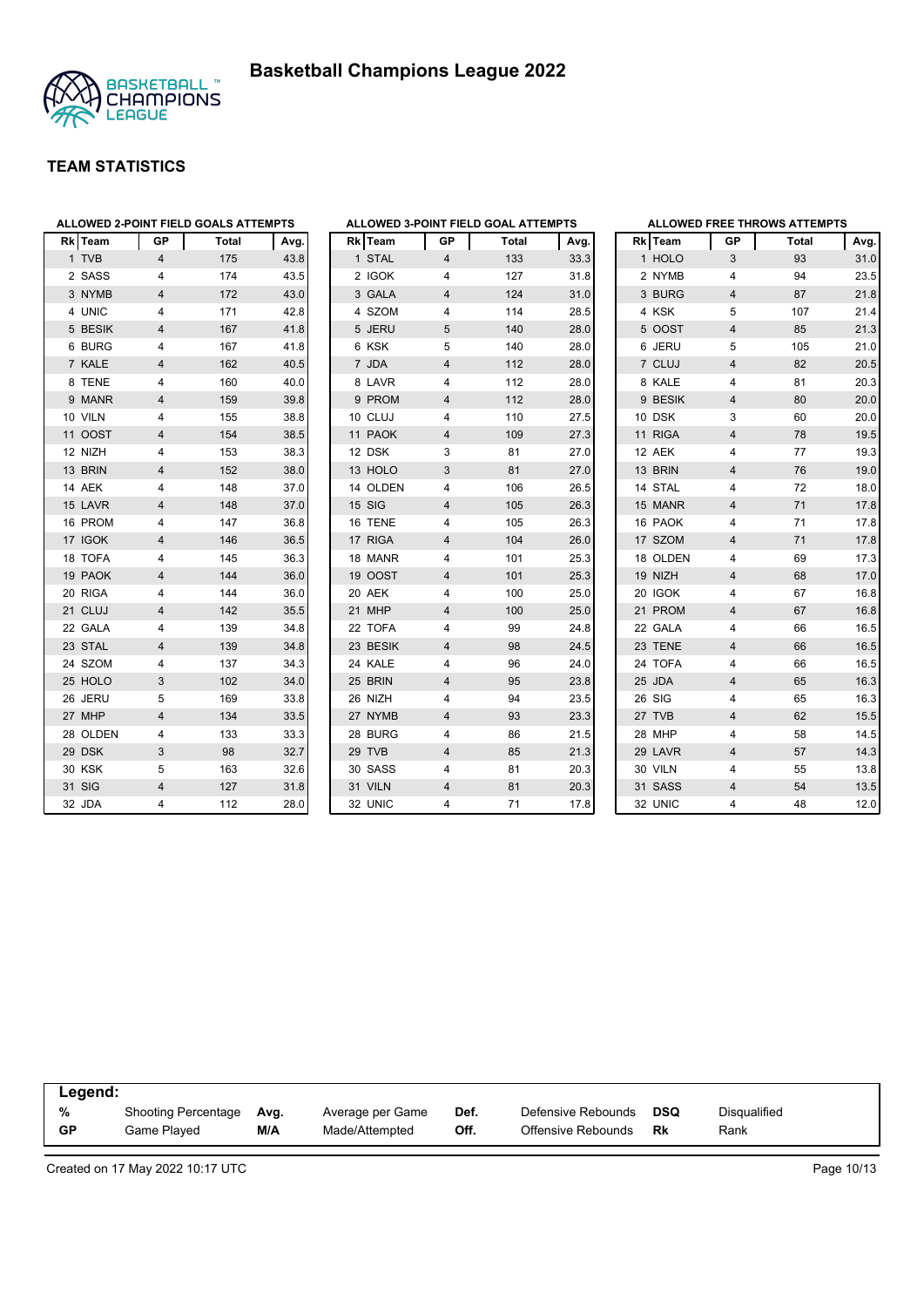# Basketball Champions League 2022

## TEAM STATISTICS

### ALLOWED 2-POINT FIELD GOALS ATTEMPTS

| Rk | Team | GP | Total | Avg. |
|---|---|---|---|---|
| 1 | TVB | 4 | 175 | 43.8 |
| 2 | SASS | 4 | 174 | 43.5 |
| 3 | NYMB | 4 | 172 | 43.0 |
| 4 | UNIC | 4 | 171 | 42.8 |
| 5 | BESIK | 4 | 167 | 41.8 |
| 6 | BURG | 4 | 167 | 41.8 |
| 7 | KALE | 4 | 162 | 40.5 |
| 8 | TENE | 4 | 160 | 40.0 |
| 9 | MANR | 4 | 159 | 39.8 |
| 10 | VILN | 4 | 155 | 38.8 |
| 11 | OOST | 4 | 154 | 38.5 |
| 12 | NIZH | 4 | 153 | 38.3 |
| 13 | BRIN | 4 | 152 | 38.0 |
| 14 | AEK | 4 | 148 | 37.0 |
| 15 | LAVR | 4 | 148 | 37.0 |
| 16 | PROM | 4 | 147 | 36.8 |
| 17 | IGOK | 4 | 146 | 36.5 |
| 18 | TOFA | 4 | 145 | 36.3 |
| 19 | PAOK | 4 | 144 | 36.0 |
| 20 | RIGA | 4 | 144 | 36.0 |
| 21 | CLUJ | 4 | 142 | 35.5 |
| 22 | GALA | 4 | 139 | 34.8 |
| 23 | STAL | 4 | 139 | 34.8 |
| 24 | SZOM | 4 | 137 | 34.3 |
| 25 | HOLO | 3 | 102 | 34.0 |
| 26 | JERU | 5 | 169 | 33.8 |
| 27 | MHP | 4 | 134 | 33.5 |
| 28 | OLDEN | 4 | 133 | 33.3 |
| 29 | DSK | 3 | 98 | 32.7 |
| 30 | KSK | 5 | 163 | 32.6 |
| 31 | SIG | 4 | 127 | 31.8 |
| 32 | JDA | 4 | 112 | 28.0 |

### ALLOWED 3-POINT FIELD GOAL ATTEMPTS

| Rk | Team | GP | Total | Avg. |
|---|---|---|---|---|
| 1 | STAL | 4 | 133 | 33.3 |
| 2 | IGOK | 4 | 127 | 31.8 |
| 3 | GALA | 4 | 124 | 31.0 |
| 4 | SZOM | 4 | 114 | 28.5 |
| 5 | JERU | 5 | 140 | 28.0 |
| 6 | KSK | 5 | 140 | 28.0 |
| 7 | JDA | 4 | 112 | 28.0 |
| 8 | LAVR | 4 | 112 | 28.0 |
| 9 | PROM | 4 | 112 | 28.0 |
| 10 | CLUJ | 4 | 110 | 27.5 |
| 11 | PAOK | 4 | 109 | 27.3 |
| 12 | DSK | 3 | 81 | 27.0 |
| 13 | HOLO | 3 | 81 | 27.0 |
| 14 | OLDEN | 4 | 106 | 26.5 |
| 15 | SIG | 4 | 105 | 26.3 |
| 16 | TENE | 4 | 105 | 26.3 |
| 17 | RIGA | 4 | 104 | 26.0 |
| 18 | MANR | 4 | 101 | 25.3 |
| 19 | OOST | 4 | 101 | 25.3 |
| 20 | AEK | 4 | 100 | 25.0 |
| 21 | MHP | 4 | 100 | 25.0 |
| 22 | TOFA | 4 | 99 | 24.8 |
| 23 | BESIK | 4 | 98 | 24.5 |
| 24 | KALE | 4 | 96 | 24.0 |
| 25 | BRIN | 4 | 95 | 23.8 |
| 26 | NIZH | 4 | 94 | 23.5 |
| 27 | NYMB | 4 | 93 | 23.3 |
| 28 | BURG | 4 | 86 | 21.5 |
| 29 | TVB | 4 | 85 | 21.3 |
| 30 | SASS | 4 | 81 | 20.3 |
| 31 | VILN | 4 | 81 | 20.3 |
| 32 | UNIC | 4 | 71 | 17.8 |

### ALLOWED FREE THROWS ATTEMPTS

| Rk | Team | GP | Total | Avg. |
|---|---|---|---|---|
| 1 | HOLO | 3 | 93 | 31.0 |
| 2 | NYMB | 4 | 94 | 23.5 |
| 3 | BURG | 4 | 87 | 21.8 |
| 4 | KSK | 5 | 107 | 21.4 |
| 5 | OOST | 4 | 85 | 21.3 |
| 6 | JERU | 5 | 105 | 21.0 |
| 7 | CLUJ | 4 | 82 | 20.5 |
| 8 | KALE | 4 | 81 | 20.3 |
| 9 | BESIK | 4 | 80 | 20.0 |
| 10 | DSK | 3 | 60 | 20.0 |
| 11 | RIGA | 4 | 78 | 19.5 |
| 12 | AEK | 4 | 77 | 19.3 |
| 13 | BRIN | 4 | 76 | 19.0 |
| 14 | STAL | 4 | 72 | 18.0 |
| 15 | MANR | 4 | 71 | 17.8 |
| 16 | PAOK | 4 | 71 | 17.8 |
| 17 | SZOM | 4 | 71 | 17.8 |
| 18 | OLDEN | 4 | 69 | 17.3 |
| 19 | NIZH | 4 | 68 | 17.0 |
| 20 | IGOK | 4 | 67 | 16.8 |
| 21 | PROM | 4 | 67 | 16.8 |
| 22 | GALA | 4 | 66 | 16.5 |
| 23 | TENE | 4 | 66 | 16.5 |
| 24 | TOFA | 4 | 66 | 16.5 |
| 25 | JDA | 4 | 65 | 16.3 |
| 26 | SIG | 4 | 65 | 16.3 |
| 27 | TVB | 4 | 62 | 15.5 |
| 28 | MHP | 4 | 58 | 14.5 |
| 29 | LAVR | 4 | 57 | 14.3 |
| 30 | VILN | 4 | 55 | 13.8 |
| 31 | SASS | 4 | 54 | 13.5 |
| 32 | UNIC | 4 | 48 | 12.0 |

**Legend:**

| | | | | | | | |
|---|---|---|---|---|---|---|---|
| **%** | Shooting Percentage | **Avg.** | Average per Game | **Def.** | Defensive Rebounds | **DSQ** | Disqualified |
| **GP** | Game Played | **M/A** | Made/Attempted | **Off.** | Offensive Rebounds | **Rk** | Rank |

Created on 17 May 2022 10:17 UTC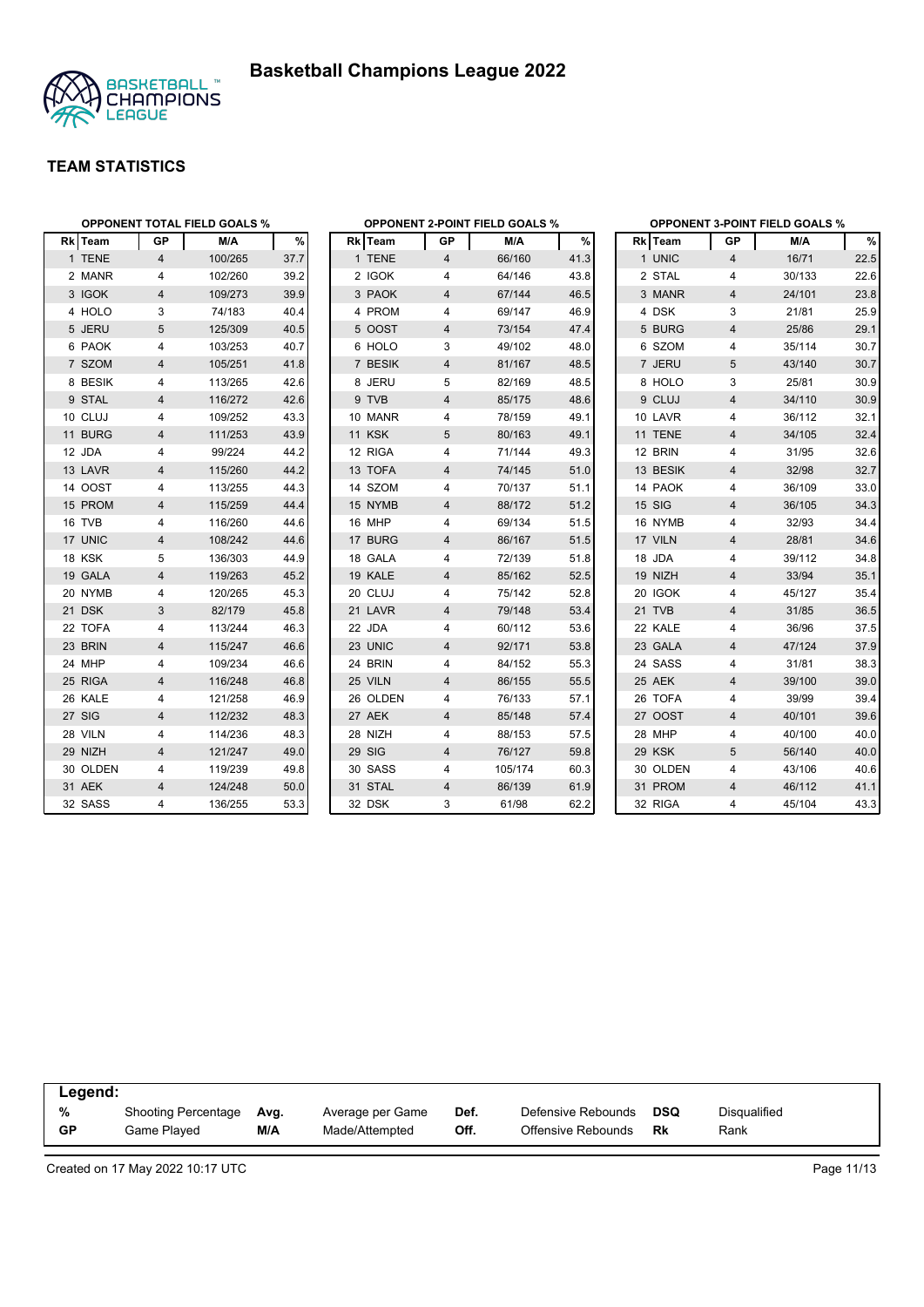# Basketball Champions League 2022

## TEAM STATISTICS

### OPPONENT TOTAL FIELD GOALS %

| Rk | Team | GP | M/A | % |
|---|---|---|---|---|
| 1 | TENE | 4 | 100/265 | 37.7 |
| 2 | MANR | 4 | 102/260 | 39.2 |
| 3 | IGOK | 4 | 109/273 | 39.9 |
| 4 | HOLO | 3 | 74/183 | 40.4 |
| 5 | JERU | 5 | 125/309 | 40.5 |
| 6 | PAOK | 4 | 103/253 | 40.7 |
| 7 | SZOM | 4 | 105/251 | 41.8 |
| 8 | BESIK | 4 | 113/265 | 42.6 |
| 9 | STAL | 4 | 116/272 | 42.6 |
| 10 | CLUJ | 4 | 109/252 | 43.3 |
| 11 | BURG | 4 | 111/253 | 43.9 |
| 12 | JDA | 4 | 99/224 | 44.2 |
| 13 | LAVR | 4 | 115/260 | 44.2 |
| 14 | OOST | 4 | 113/255 | 44.3 |
| 15 | PROM | 4 | 115/259 | 44.4 |
| 16 | TVB | 4 | 116/260 | 44.6 |
| 17 | UNIC | 4 | 108/242 | 44.6 |
| 18 | KSK | 5 | 136/303 | 44.9 |
| 19 | GALA | 4 | 119/263 | 45.2 |
| 20 | NYMB | 4 | 120/265 | 45.3 |
| 21 | DSK | 3 | 82/179 | 45.8 |
| 22 | TOFA | 4 | 113/244 | 46.3 |
| 23 | BRIN | 4 | 115/247 | 46.6 |
| 24 | MHP | 4 | 109/234 | 46.6 |
| 25 | RIGA | 4 | 116/248 | 46.8 |
| 26 | KALE | 4 | 121/258 | 46.9 |
| 27 | SIG | 4 | 112/232 | 48.3 |
| 28 | VILN | 4 | 114/236 | 48.3 |
| 29 | NIZH | 4 | 121/247 | 49.0 |
| 30 | OLDEN | 4 | 119/239 | 49.8 |
| 31 | AEK | 4 | 124/248 | 50.0 |
| 32 | SASS | 4 | 136/255 | 53.3 |

### OPPONENT 2-POINT FIELD GOALS %

| Rk | Team | GP | M/A | % |
|---|---|---|---|---|
| 1 | TENE | 4 | 66/160 | 41.3 |
| 2 | IGOK | 4 | 64/146 | 43.8 |
| 3 | PAOK | 4 | 67/144 | 46.5 |
| 4 | PROM | 4 | 69/147 | 46.9 |
| 5 | OOST | 4 | 73/154 | 47.4 |
| 6 | HOLO | 3 | 49/102 | 48.0 |
| 7 | BESIK | 4 | 81/167 | 48.5 |
| 8 | JERU | 5 | 82/169 | 48.5 |
| 9 | TVB | 4 | 85/175 | 48.6 |
| 10 | MANR | 4 | 78/159 | 49.1 |
| 11 | KSK | 5 | 80/163 | 49.1 |
| 12 | RIGA | 4 | 71/144 | 49.3 |
| 13 | TOFA | 4 | 74/145 | 51.0 |
| 14 | SZOM | 4 | 70/137 | 51.1 |
| 15 | NYMB | 4 | 88/172 | 51.2 |
| 16 | MHP | 4 | 69/134 | 51.5 |
| 17 | BURG | 4 | 86/167 | 51.5 |
| 18 | GALA | 4 | 72/139 | 51.8 |
| 19 | KALE | 4 | 85/162 | 52.5 |
| 20 | CLUJ | 4 | 75/142 | 52.8 |
| 21 | LAVR | 4 | 79/148 | 53.4 |
| 22 | JDA | 4 | 60/112 | 53.6 |
| 23 | UNIC | 4 | 92/171 | 53.8 |
| 24 | BRIN | 4 | 84/152 | 55.3 |
| 25 | VILN | 4 | 86/155 | 55.5 |
| 26 | OLDEN | 4 | 76/133 | 57.1 |
| 27 | AEK | 4 | 85/148 | 57.4 |
| 28 | NIZH | 4 | 88/153 | 57.5 |
| 29 | SIG | 4 | 76/127 | 59.8 |
| 30 | SASS | 4 | 105/174 | 60.3 |
| 31 | STAL | 4 | 86/139 | 61.9 |
| 32 | DSK | 3 | 61/98 | 62.2 |

### OPPONENT 3-POINT FIELD GOALS %

| Rk | Team | GP | M/A | % |
|---|---|---|---|---|
| 1 | UNIC | 4 | 16/71 | 22.5 |
| 2 | STAL | 4 | 30/133 | 22.6 |
| 3 | MANR | 4 | 24/101 | 23.8 |
| 4 | DSK | 3 | 21/81 | 25.9 |
| 5 | BURG | 4 | 25/86 | 29.1 |
| 6 | SZOM | 4 | 35/114 | 30.7 |
| 7 | JERU | 5 | 43/140 | 30.7 |
| 8 | HOLO | 3 | 25/81 | 30.9 |
| 9 | CLUJ | 4 | 34/110 | 30.9 |
| 10 | LAVR | 4 | 36/112 | 32.1 |
| 11 | TENE | 4 | 34/105 | 32.4 |
| 12 | BRIN | 4 | 31/95 | 32.6 |
| 13 | BESIK | 4 | 32/98 | 32.7 |
| 14 | PAOK | 4 | 36/109 | 33.0 |
| 15 | SIG | 4 | 36/105 | 34.3 |
| 16 | NYMB | 4 | 32/93 | 34.4 |
| 17 | VILN | 4 | 28/81 | 34.6 |
| 18 | JDA | 4 | 39/112 | 34.8 |
| 19 | NIZH | 4 | 33/94 | 35.1 |
| 20 | IGOK | 4 | 45/127 | 35.4 |
| 21 | TVB | 4 | 31/85 | 36.5 |
| 22 | KALE | 4 | 36/96 | 37.5 |
| 23 | GALA | 4 | 47/124 | 37.9 |
| 24 | SASS | 4 | 31/81 | 38.3 |
| 25 | AEK | 4 | 39/100 | 39.0 |
| 26 | TOFA | 4 | 39/99 | 39.4 |
| 27 | OOST | 4 | 40/101 | 39.6 |
| 28 | MHP | 4 | 40/100 | 40.0 |
| 29 | KSK | 5 | 56/140 | 40.0 |
| 30 | OLDEN | 4 | 43/106 | 40.6 |
| 31 | PROM | 4 | 46/112 | 41.1 |
| 32 | RIGA | 4 | 45/104 | 43.3 |

**Legend:**

| | | | | | | | |
|---|---|---|---|---|---|---|---|
| % | Shooting Percentage | Avg. | Average per Game | Def. | Defensive Rebounds | DSQ | Disqualified |
| GP | Game Played | M/A | Made/Attempted | Off. | Offensive Rebounds | Rk | Rank |

Created on 17 May 2022 10:17 UTC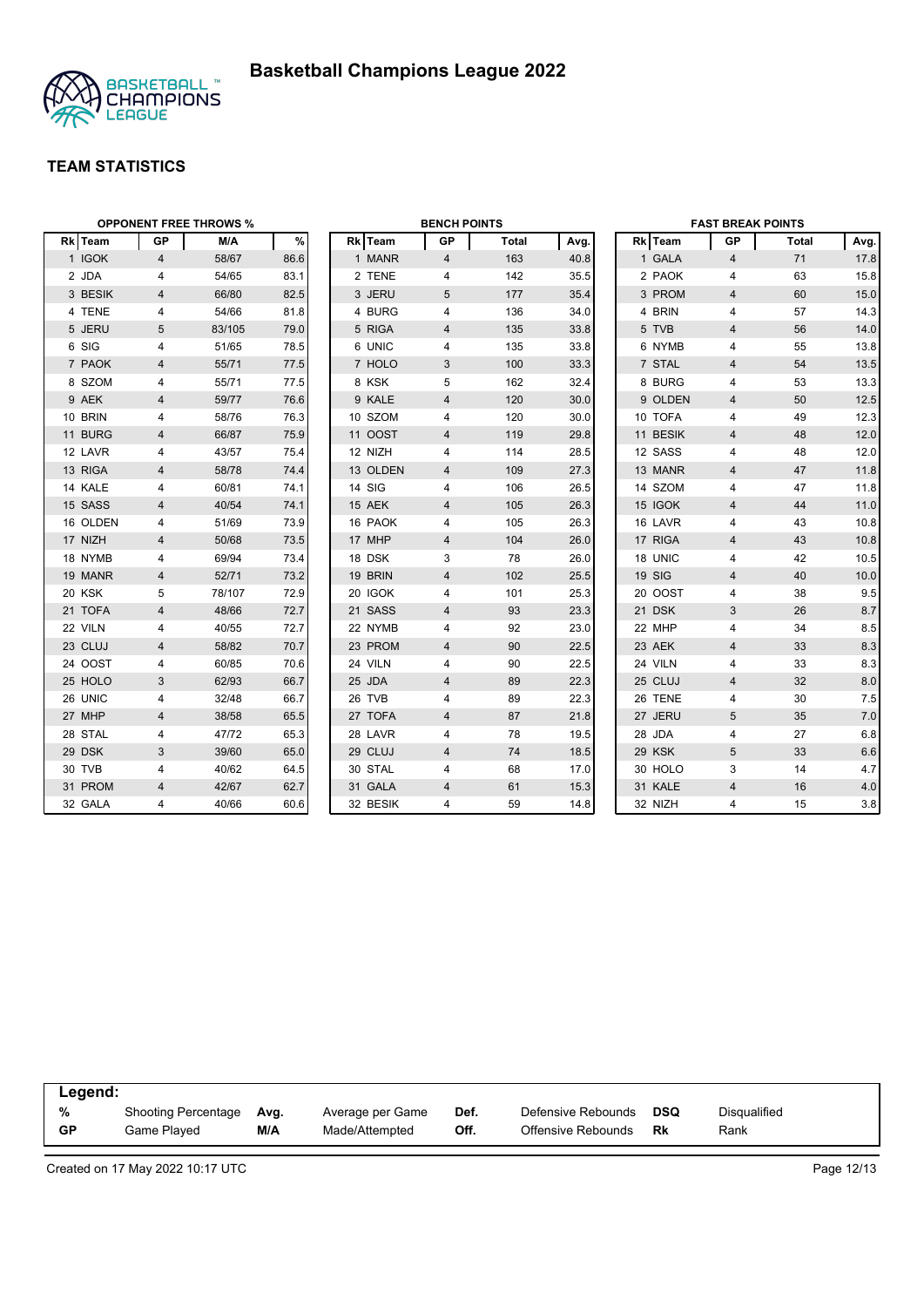# Basketball Champions League 2022

## TEAM STATISTICS

### OPPONENT FREE THROWS %

| Rk | Team | GP | M/A | % |
|---|---|---|---|---|
| 1 | IGOK | 4 | 58/67 | 86.6 |
| 2 | JDA | 4 | 54/65 | 83.1 |
| 3 | BESIK | 4 | 66/80 | 82.5 |
| 4 | TENE | 4 | 54/66 | 81.8 |
| 5 | JERU | 5 | 83/105 | 79.0 |
| 6 | SIG | 4 | 51/65 | 78.5 |
| 7 | PAOK | 4 | 55/71 | 77.5 |
| 8 | SZOM | 4 | 55/71 | 77.5 |
| 9 | AEK | 4 | 59/77 | 76.6 |
| 10 | BRIN | 4 | 58/76 | 76.3 |
| 11 | BURG | 4 | 66/87 | 75.9 |
| 12 | LAVR | 4 | 43/57 | 75.4 |
| 13 | RIGA | 4 | 58/78 | 74.4 |
| 14 | KALE | 4 | 60/81 | 74.1 |
| 15 | SASS | 4 | 40/54 | 74.1 |
| 16 | OLDEN | 4 | 51/69 | 73.9 |
| 17 | NIZH | 4 | 50/68 | 73.5 |
| 18 | NYMB | 4 | 69/94 | 73.4 |
| 19 | MANR | 4 | 52/71 | 73.2 |
| 20 | KSK | 5 | 78/107 | 72.9 |
| 21 | TOFA | 4 | 48/66 | 72.7 |
| 22 | VILN | 4 | 40/55 | 72.7 |
| 23 | CLUJ | 4 | 58/82 | 70.7 |
| 24 | OOST | 4 | 60/85 | 70.6 |
| 25 | HOLO | 3 | 62/93 | 66.7 |
| 26 | UNIC | 4 | 32/48 | 66.7 |
| 27 | MHP | 4 | 38/58 | 65.5 |
| 28 | STAL | 4 | 47/72 | 65.3 |
| 29 | DSK | 3 | 39/60 | 65.0 |
| 30 | TVB | 4 | 40/62 | 64.5 |
| 31 | PROM | 4 | 42/67 | 62.7 |
| 32 | GALA | 4 | 40/66 | 60.6 |

### BENCH POINTS

| Rk | Team | GP | Total | Avg. |
|---|---|---|---|---|
| 1 | MANR | 4 | 163 | 40.8 |
| 2 | TENE | 4 | 142 | 35.5 |
| 3 | JERU | 5 | 177 | 35.4 |
| 4 | BURG | 4 | 136 | 34.0 |
| 5 | RIGA | 4 | 135 | 33.8 |
| 6 | UNIC | 4 | 135 | 33.8 |
| 7 | HOLO | 3 | 100 | 33.3 |
| 8 | KSK | 5 | 162 | 32.4 |
| 9 | KALE | 4 | 120 | 30.0 |
| 10 | SZOM | 4 | 120 | 30.0 |
| 11 | OOST | 4 | 119 | 29.8 |
| 12 | NIZH | 4 | 114 | 28.5 |
| 13 | OLDEN | 4 | 109 | 27.3 |
| 14 | SIG | 4 | 106 | 26.5 |
| 15 | AEK | 4 | 105 | 26.3 |
| 16 | PAOK | 4 | 105 | 26.3 |
| 17 | MHP | 4 | 104 | 26.0 |
| 18 | DSK | 3 | 78 | 26.0 |
| 19 | BRIN | 4 | 102 | 25.5 |
| 20 | IGOK | 4 | 101 | 25.3 |
| 21 | SASS | 4 | 93 | 23.3 |
| 22 | NYMB | 4 | 92 | 23.0 |
| 23 | PROM | 4 | 90 | 22.5 |
| 24 | VILN | 4 | 90 | 22.5 |
| 25 | JDA | 4 | 89 | 22.3 |
| 26 | TVB | 4 | 89 | 22.3 |
| 27 | TOFA | 4 | 87 | 21.8 |
| 28 | LAVR | 4 | 78 | 19.5 |
| 29 | CLUJ | 4 | 74 | 18.5 |
| 30 | STAL | 4 | 68 | 17.0 |
| 31 | GALA | 4 | 61 | 15.3 |
| 32 | BESIK | 4 | 59 | 14.8 |

### FAST BREAK POINTS

| Rk | Team | GP | Total | Avg. |
|---|---|---|---|---|
| 1 | GALA | 4 | 71 | 17.8 |
| 2 | PAOK | 4 | 63 | 15.8 |
| 3 | PROM | 4 | 60 | 15.0 |
| 4 | BRIN | 4 | 57 | 14.3 |
| 5 | TVB | 4 | 56 | 14.0 |
| 6 | NYMB | 4 | 55 | 13.8 |
| 7 | STAL | 4 | 54 | 13.5 |
| 8 | BURG | 4 | 53 | 13.3 |
| 9 | OLDEN | 4 | 50 | 12.5 |
| 10 | TOFA | 4 | 49 | 12.3 |
| 11 | BESIK | 4 | 48 | 12.0 |
| 12 | SASS | 4 | 48 | 12.0 |
| 13 | MANR | 4 | 47 | 11.8 |
| 14 | SZOM | 4 | 47 | 11.8 |
| 15 | IGOK | 4 | 44 | 11.0 |
| 16 | LAVR | 4 | 43 | 10.8 |
| 17 | RIGA | 4 | 43 | 10.8 |
| 18 | UNIC | 4 | 42 | 10.5 |
| 19 | SIG | 4 | 40 | 10.0 |
| 20 | OOST | 4 | 38 | 9.5 |
| 21 | DSK | 3 | 26 | 8.7 |
| 22 | MHP | 4 | 34 | 8.5 |
| 23 | AEK | 4 | 33 | 8.3 |
| 24 | VILN | 4 | 33 | 8.3 |
| 25 | CLUJ | 4 | 32 | 8.0 |
| 26 | TENE | 4 | 30 | 7.5 |
| 27 | JERU | 5 | 35 | 7.0 |
| 28 | JDA | 4 | 27 | 6.8 |
| 29 | KSK | 5 | 33 | 6.6 |
| 30 | HOLO | 3 | 14 | 4.7 |
| 31 | KALE | 4 | 16 | 4.0 |
| 32 | NIZH | 4 | 15 | 3.8 |

**Legend:**

| | | | | | | | |
|---|---|---|---|---|---|---|---|
| **%** | Shooting Percentage | **Avg.** | Average per Game | **Def.** | Defensive Rebounds | **DSQ** | Disqualified |
| **GP** | Game Played | **M/A** | Made/Attempted | **Off.** | Offensive Rebounds | **Rk** | Rank |

Created on 17 May 2022 10:17 UTC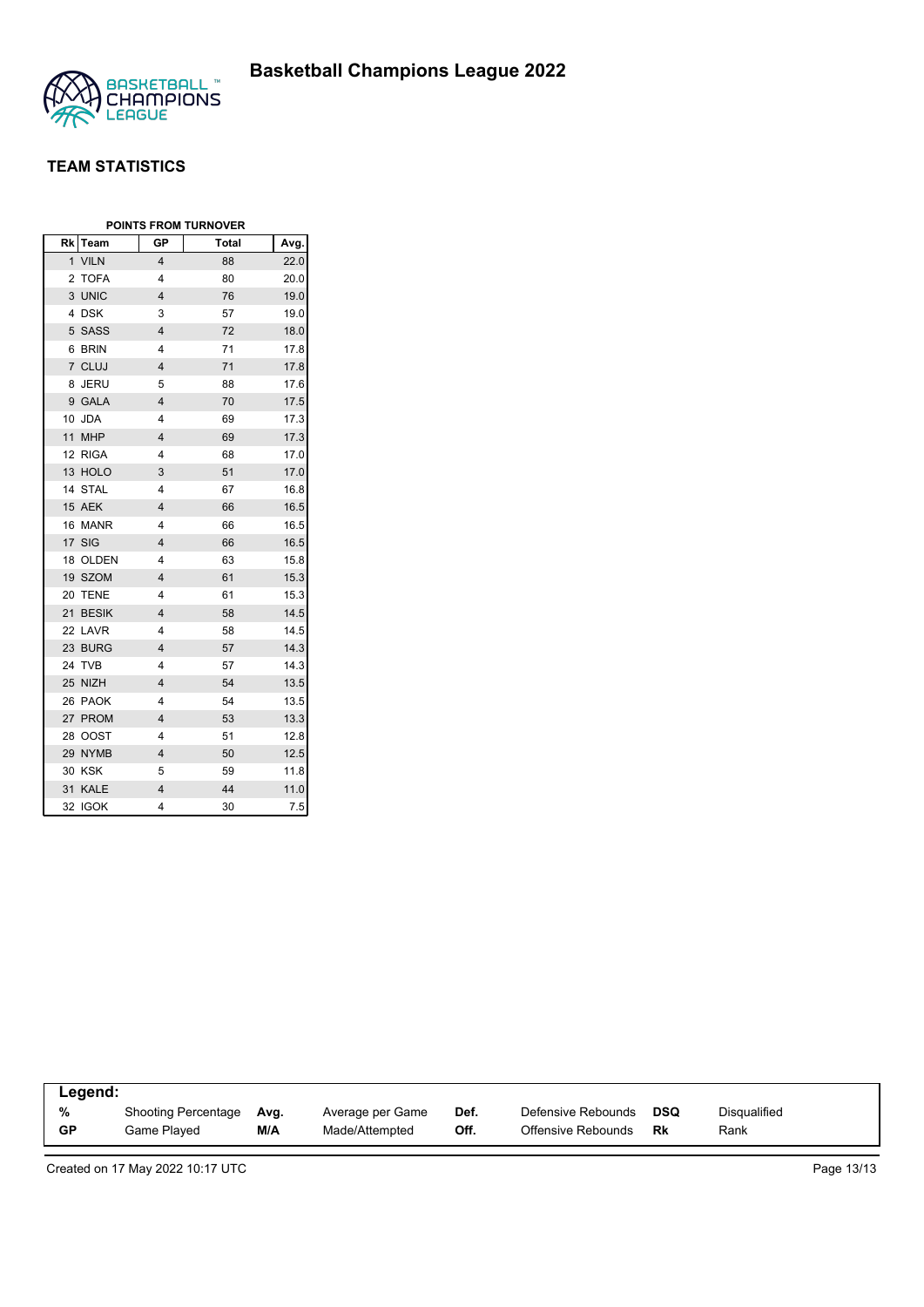# Basketball Champions League 2022

## TEAM STATISTICS

**POINTS FROM TURNOVER**

| Rk | Team | GP | Total | Avg. |
|---|---|---|---|---|
| 1 | VILN | 4 | 88 | 22.0 |
| 2 | TOFA | 4 | 80 | 20.0 |
| 3 | UNIC | 4 | 76 | 19.0 |
| 4 | DSK | 3 | 57 | 19.0 |
| 5 | SASS | 4 | 72 | 18.0 |
| 6 | BRIN | 4 | 71 | 17.8 |
| 7 | CLUJ | 4 | 71 | 17.8 |
| 8 | JERU | 5 | 88 | 17.6 |
| 9 | GALA | 4 | 70 | 17.5 |
| 10 | JDA | 4 | 69 | 17.3 |
| 11 | MHP | 4 | 69 | 17.3 |
| 12 | RIGA | 4 | 68 | 17.0 |
| 13 | HOLO | 3 | 51 | 17.0 |
| 14 | STAL | 4 | 67 | 16.8 |
| 15 | AEK | 4 | 66 | 16.5 |
| 16 | MANR | 4 | 66 | 16.5 |
| 17 | SIG | 4 | 66 | 16.5 |
| 18 | OLDEN | 4 | 63 | 15.8 |
| 19 | SZOM | 4 | 61 | 15.3 |
| 20 | TENE | 4 | 61 | 15.3 |
| 21 | BESIK | 4 | 58 | 14.5 |
| 22 | LAVR | 4 | 58 | 14.5 |
| 23 | BURG | 4 | 57 | 14.3 |
| 24 | TVB | 4 | 57 | 14.3 |
| 25 | NIZH | 4 | 54 | 13.5 |
| 26 | PAOK | 4 | 54 | 13.5 |
| 27 | PROM | 4 | 53 | 13.3 |
| 28 | OOST | 4 | 51 | 12.8 |
| 29 | NYMB | 4 | 50 | 12.5 |
| 30 | KSK | 5 | 59 | 11.8 |
| 31 | KALE | 4 | 44 | 11.0 |
| 32 | IGOK | 4 | 30 | 7.5 |

**Legend:**

| | | | | | | | |
|---|---|---|---|---|---|---|---|
| % | Shooting Percentage | Avg. | Average per Game | Def. | Defensive Rebounds | DSQ | Disqualified |
| GP | Game Played | M/A | Made/Attempted | Off. | Offensive Rebounds | Rk | Rank |

Created on 17 May 2022 10:17 UTC